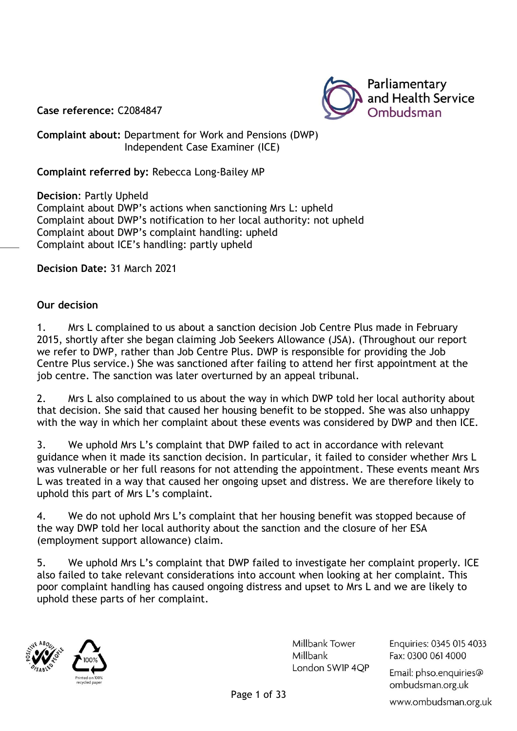Parliamentary and Health Service Ombudsman

**Case reference:** C2084847

**Complaint about:** Department for Work and Pensions (DWP)
Independent Case Examiner (ICE)

**Complaint referred by:** Rebecca Long-Bailey MP

**Decision**: Partly Upheld
Complaint about DWP's actions when sanctioning Mrs L: upheld
Complaint about DWP's notification to her local authority: not upheld
Complaint about DWP's complaint handling: upheld
Complaint about ICE's handling: partly upheld

**Decision Date:** 31 March 2021

## Our decision

1. Mrs L complained to us about a sanction decision Job Centre Plus made in February 2015, shortly after she began claiming Job Seekers Allowance (JSA). (Throughout our report we refer to DWP, rather than Job Centre Plus. DWP is responsible for providing the Job Centre Plus service.) She was sanctioned after failing to attend her first appointment at the job centre. The sanction was later overturned by an appeal tribunal.

2. Mrs L also complained to us about the way in which DWP told her local authority about that decision. She said that caused her housing benefit to be stopped. She was also unhappy with the way in which her complaint about these events was considered by DWP and then ICE.

3. We uphold Mrs L's complaint that DWP failed to act in accordance with relevant guidance when it made its sanction decision. In particular, it failed to consider whether Mrs L was vulnerable or her full reasons for not attending the appointment. These events meant Mrs L was treated in a way that caused her ongoing upset and distress. We are therefore likely to uphold this part of Mrs L's complaint.

4. We do not uphold Mrs L's complaint that her housing benefit was stopped because of the way DWP told her local authority about the sanction and the closure of her ESA (employment support allowance) claim.

5. We uphold Mrs L's complaint that DWP failed to investigate her complaint properly. ICE also failed to take relevant considerations into account when looking at her complaint. This poor complaint handling has caused ongoing distress and upset to Mrs L and we are likely to uphold these parts of her complaint.

Millbank Tower
Millbank
London SW1P 4QP

Enquiries: 0345 015 4033
Fax: 0300 061 4000
Email: phso.enquiries@ombudsman.org.uk
www.ombudsman.org.uk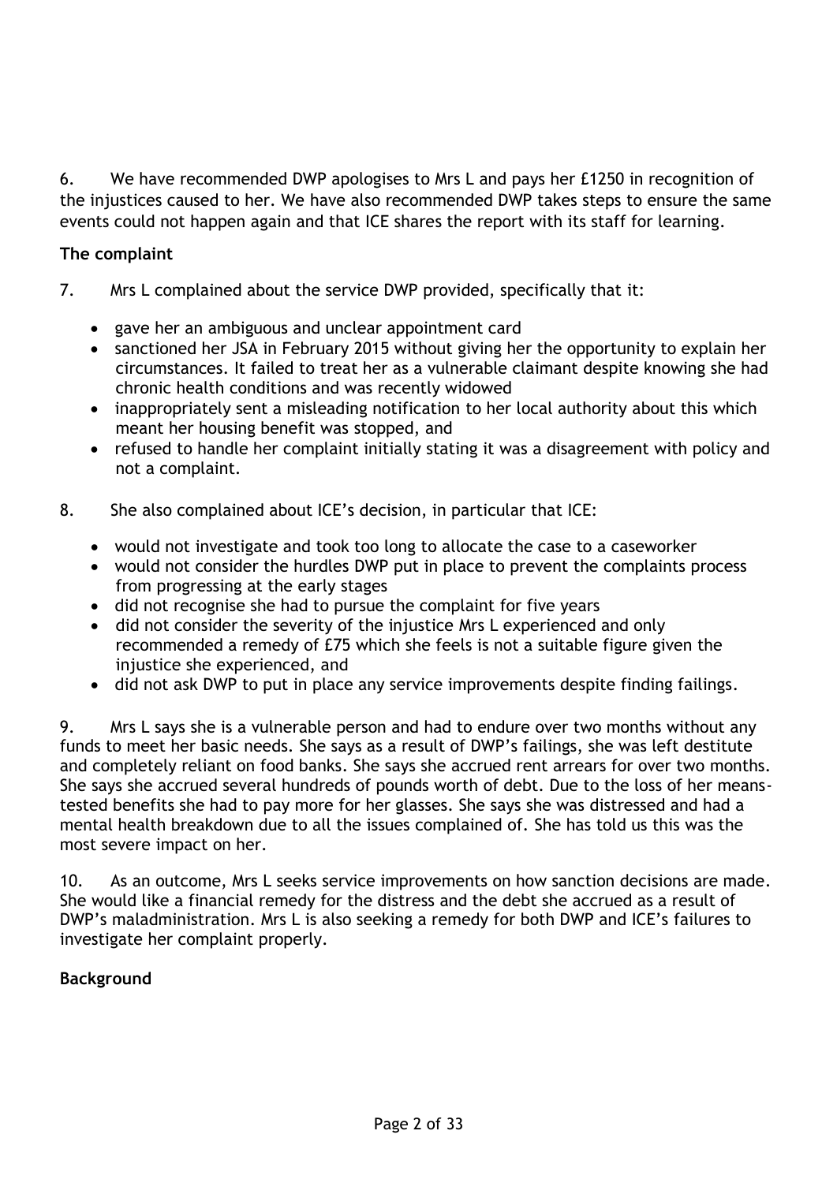6. We have recommended DWP apologises to Mrs L and pays her £1250 in recognition of the injustices caused to her. We have also recommended DWP takes steps to ensure the same events could not happen again and that ICE shares the report with its staff for learning.

**The complaint**

7. Mrs L complained about the service DWP provided, specifically that it:

- gave her an ambiguous and unclear appointment card
- sanctioned her JSA in February 2015 without giving her the opportunity to explain her circumstances. It failed to treat her as a vulnerable claimant despite knowing she had chronic health conditions and was recently widowed
- inappropriately sent a misleading notification to her local authority about this which meant her housing benefit was stopped, and
- refused to handle her complaint initially stating it was a disagreement with policy and not a complaint.

8. She also complained about ICE's decision, in particular that ICE:

- would not investigate and took too long to allocate the case to a caseworker
- would not consider the hurdles DWP put in place to prevent the complaints process from progressing at the early stages
- did not recognise she had to pursue the complaint for five years
- did not consider the severity of the injustice Mrs L experienced and only recommended a remedy of £75 which she feels is not a suitable figure given the injustice she experienced, and
- did not ask DWP to put in place any service improvements despite finding failings.

9. Mrs L says she is a vulnerable person and had to endure over two months without any funds to meet her basic needs. She says as a result of DWP's failings, she was left destitute and completely reliant on food banks. She says she accrued rent arrears for over two months. She says she accrued several hundreds of pounds worth of debt. Due to the loss of her means-tested benefits she had to pay more for her glasses. She says she was distressed and had a mental health breakdown due to all the issues complained of. She has told us this was the most severe impact on her.

10. As an outcome, Mrs L seeks service improvements on how sanction decisions are made. She would like a financial remedy for the distress and the debt she accrued as a result of DWP's maladministration. Mrs L is also seeking a remedy for both DWP and ICE's failures to investigate her complaint properly.

**Background**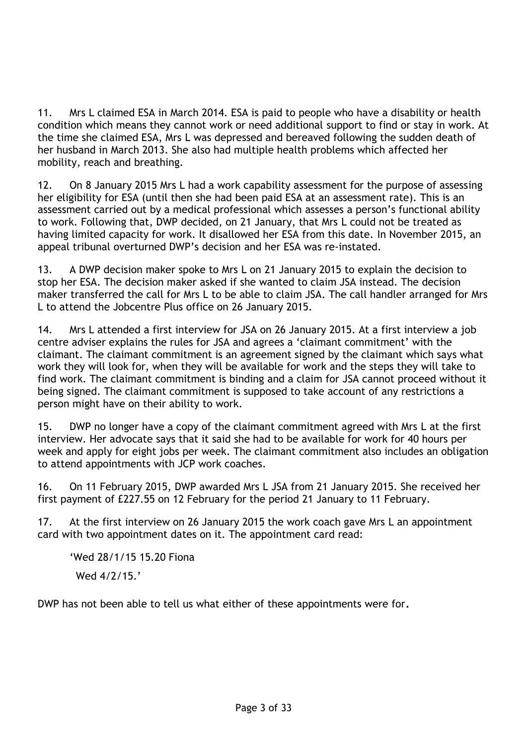11. Mrs L claimed ESA in March 2014. ESA is paid to people who have a disability or health condition which means they cannot work or need additional support to find or stay in work. At the time she claimed ESA, Mrs L was depressed and bereaved following the sudden death of her husband in March 2013. She also had multiple health problems which affected her mobility, reach and breathing.

12. On 8 January 2015 Mrs L had a work capability assessment for the purpose of assessing her eligibility for ESA (until then she had been paid ESA at an assessment rate). This is an assessment carried out by a medical professional which assesses a person's functional ability to work. Following that, DWP decided, on 21 January, that Mrs L could not be treated as having limited capacity for work. It disallowed her ESA from this date. In November 2015, an appeal tribunal overturned DWP's decision and her ESA was re-instated.

13. A DWP decision maker spoke to Mrs L on 21 January 2015 to explain the decision to stop her ESA. The decision maker asked if she wanted to claim JSA instead. The decision maker transferred the call for Mrs L to be able to claim JSA. The call handler arranged for Mrs L to attend the Jobcentre Plus office on 26 January 2015.

14. Mrs L attended a first interview for JSA on 26 January 2015. At a first interview a job centre adviser explains the rules for JSA and agrees a 'claimant commitment' with the claimant. The claimant commitment is an agreement signed by the claimant which says what work they will look for, when they will be available for work and the steps they will take to find work. The claimant commitment is binding and a claim for JSA cannot proceed without it being signed. The claimant commitment is supposed to take account of any restrictions a person might have on their ability to work.

15. DWP no longer have a copy of the claimant commitment agreed with Mrs L at the first interview. Her advocate says that it said she had to be available for work for 40 hours per week and apply for eight jobs per week. The claimant commitment also includes an obligation to attend appointments with JCP work coaches.

16. On 11 February 2015, DWP awarded Mrs L JSA from 21 January 2015. She received her first payment of £227.55 on 12 February for the period 21 January to 11 February.

17. At the first interview on 26 January 2015 the work coach gave Mrs L an appointment card with two appointment dates on it. The appointment card read:

> 'Wed 28/1/15 15.20 Fiona
>
> Wed 4/2/15.'

DWP has not been able to tell us what either of these appointments were for.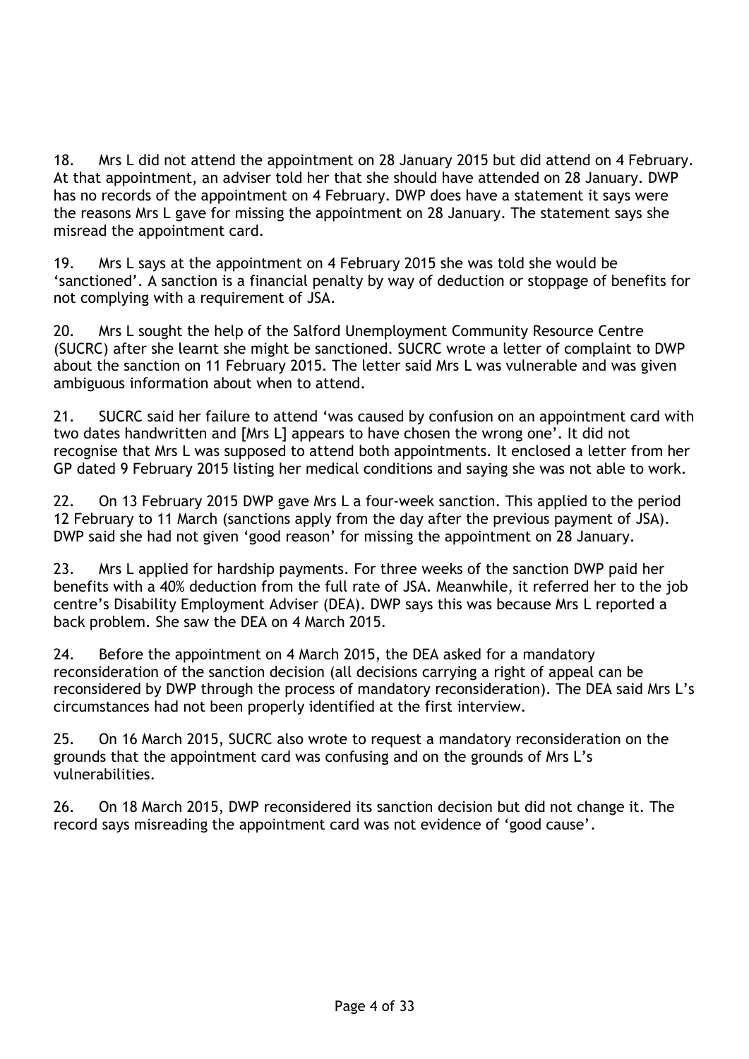18. Mrs L did not attend the appointment on 28 January 2015 but did attend on 4 February. At that appointment, an adviser told her that she should have attended on 28 January. DWP has no records of the appointment on 4 February. DWP does have a statement it says were the reasons Mrs L gave for missing the appointment on 28 January. The statement says she misread the appointment card.

19. Mrs L says at the appointment on 4 February 2015 she was told she would be 'sanctioned'. A sanction is a financial penalty by way of deduction or stoppage of benefits for not complying with a requirement of JSA.

20. Mrs L sought the help of the Salford Unemployment Community Resource Centre (SUCRC) after she learnt she might be sanctioned. SUCRC wrote a letter of complaint to DWP about the sanction on 11 February 2015. The letter said Mrs L was vulnerable and was given ambiguous information about when to attend.

21. SUCRC said her failure to attend 'was caused by confusion on an appointment card with two dates handwritten and [Mrs L] appears to have chosen the wrong one'. It did not recognise that Mrs L was supposed to attend both appointments. It enclosed a letter from her GP dated 9 February 2015 listing her medical conditions and saying she was not able to work.

22. On 13 February 2015 DWP gave Mrs L a four-week sanction. This applied to the period 12 February to 11 March (sanctions apply from the day after the previous payment of JSA). DWP said she had not given 'good reason' for missing the appointment on 28 January.

23. Mrs L applied for hardship payments. For three weeks of the sanction DWP paid her benefits with a 40% deduction from the full rate of JSA. Meanwhile, it referred her to the job centre's Disability Employment Adviser (DEA). DWP says this was because Mrs L reported a back problem. She saw the DEA on 4 March 2015.

24. Before the appointment on 4 March 2015, the DEA asked for a mandatory reconsideration of the sanction decision (all decisions carrying a right of appeal can be reconsidered by DWP through the process of mandatory reconsideration). The DEA said Mrs L's circumstances had not been properly identified at the first interview.

25. On 16 March 2015, SUCRC also wrote to request a mandatory reconsideration on the grounds that the appointment card was confusing and on the grounds of Mrs L's vulnerabilities.

26. On 18 March 2015, DWP reconsidered its sanction decision but did not change it. The record says misreading the appointment card was not evidence of 'good cause'.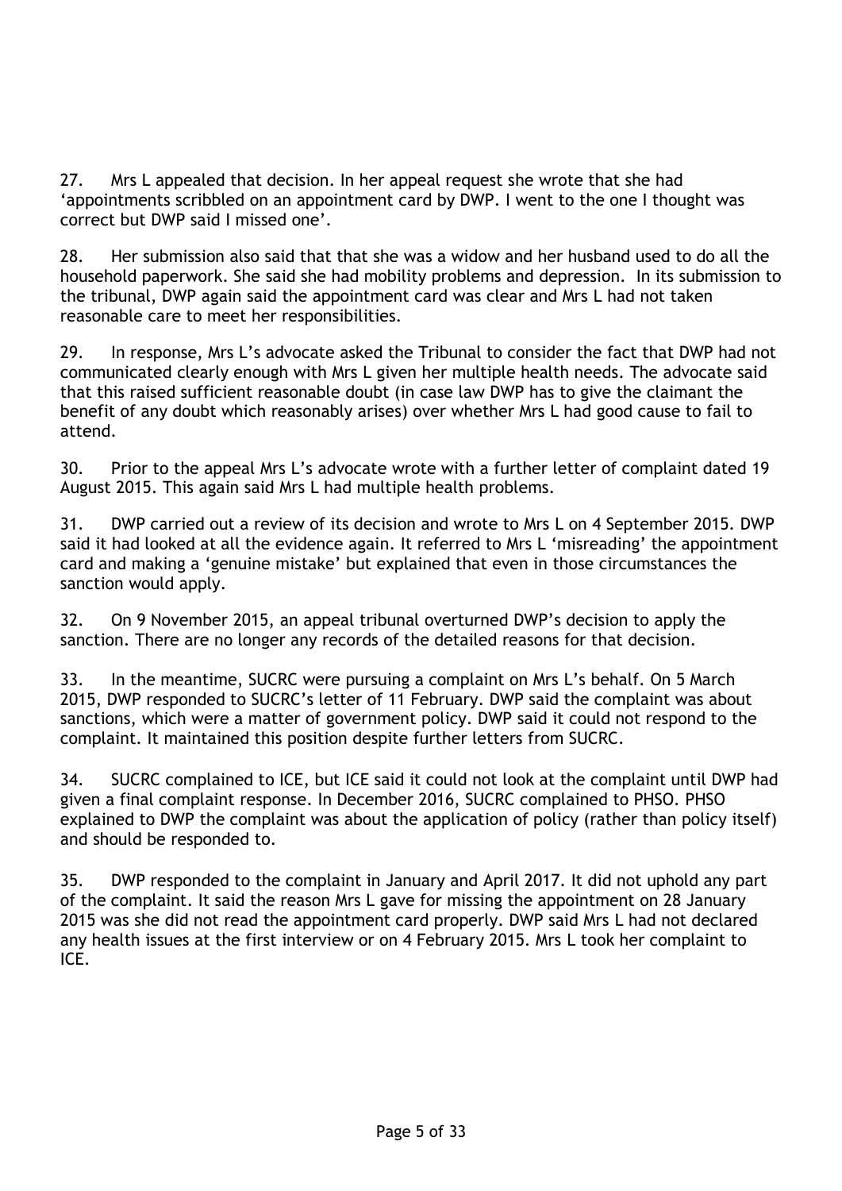27. Mrs L appealed that decision. In her appeal request she wrote that she had 'appointments scribbled on an appointment card by DWP. I went to the one I thought was correct but DWP said I missed one'.

28. Her submission also said that that she was a widow and her husband used to do all the household paperwork. She said she had mobility problems and depression. In its submission to the tribunal, DWP again said the appointment card was clear and Mrs L had not taken reasonable care to meet her responsibilities.

29. In response, Mrs L's advocate asked the Tribunal to consider the fact that DWP had not communicated clearly enough with Mrs L given her multiple health needs. The advocate said that this raised sufficient reasonable doubt (in case law DWP has to give the claimant the benefit of any doubt which reasonably arises) over whether Mrs L had good cause to fail to attend.

30. Prior to the appeal Mrs L's advocate wrote with a further letter of complaint dated 19 August 2015. This again said Mrs L had multiple health problems.

31. DWP carried out a review of its decision and wrote to Mrs L on 4 September 2015. DWP said it had looked at all the evidence again. It referred to Mrs L 'misreading' the appointment card and making a 'genuine mistake' but explained that even in those circumstances the sanction would apply.

32. On 9 November 2015, an appeal tribunal overturned DWP's decision to apply the sanction. There are no longer any records of the detailed reasons for that decision.

33. In the meantime, SUCRC were pursuing a complaint on Mrs L's behalf. On 5 March 2015, DWP responded to SUCRC's letter of 11 February. DWP said the complaint was about sanctions, which were a matter of government policy. DWP said it could not respond to the complaint. It maintained this position despite further letters from SUCRC.

34. SUCRC complained to ICE, but ICE said it could not look at the complaint until DWP had given a final complaint response. In December 2016, SUCRC complained to PHSO. PHSO explained to DWP the complaint was about the application of policy (rather than policy itself) and should be responded to.

35. DWP responded to the complaint in January and April 2017. It did not uphold any part of the complaint. It said the reason Mrs L gave for missing the appointment on 28 January 2015 was she did not read the appointment card properly. DWP said Mrs L had not declared any health issues at the first interview or on 4 February 2015. Mrs L took her complaint to ICE.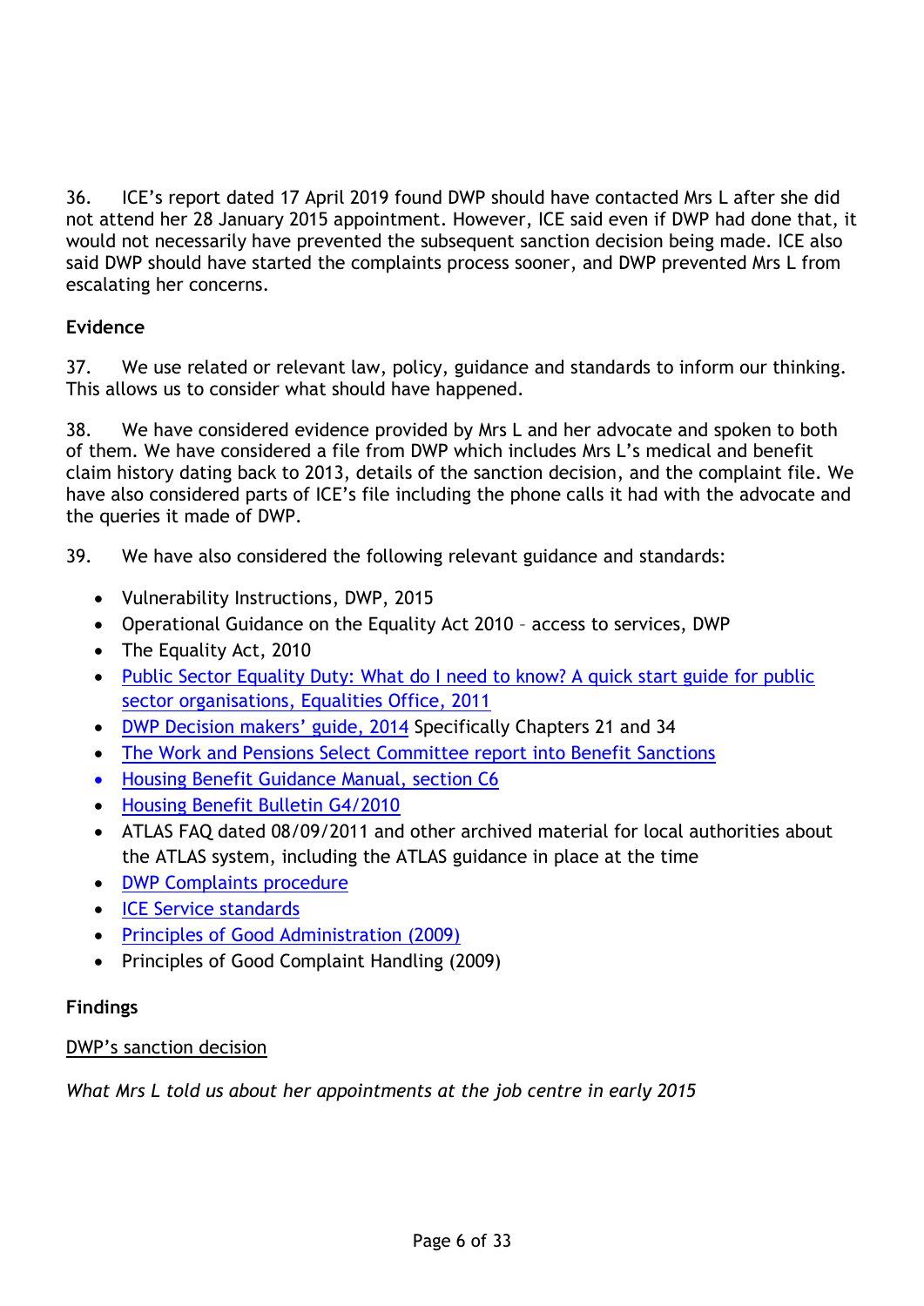36. ICE's report dated 17 April 2019 found DWP should have contacted Mrs L after she did not attend her 28 January 2015 appointment. However, ICE said even if DWP had done that, it would not necessarily have prevented the subsequent sanction decision being made. ICE also said DWP should have started the complaints process sooner, and DWP prevented Mrs L from escalating her concerns.

**Evidence**

37. We use related or relevant law, policy, guidance and standards to inform our thinking. This allows us to consider what should have happened.

38. We have considered evidence provided by Mrs L and her advocate and spoken to both of them. We have considered a file from DWP which includes Mrs L's medical and benefit claim history dating back to 2013, details of the sanction decision, and the complaint file. We have also considered parts of ICE's file including the phone calls it had with the advocate and the queries it made of DWP.

39. We have also considered the following relevant guidance and standards:

- Vulnerability Instructions, DWP, 2015
- Operational Guidance on the Equality Act 2010 – access to services, DWP
- The Equality Act, 2010
- Public Sector Equality Duty: What do I need to know? A quick start guide for public sector organisations, Equalities Office, 2011
- DWP Decision makers' guide, 2014 Specifically Chapters 21 and 34
- The Work and Pensions Select Committee report into Benefit Sanctions
- Housing Benefit Guidance Manual, section C6
- Housing Benefit Bulletin G4/2010
- ATLAS FAQ dated 08/09/2011 and other archived material for local authorities about the ATLAS system, including the ATLAS guidance in place at the time
- DWP Complaints procedure
- ICE Service standards
- Principles of Good Administration (2009)
- Principles of Good Complaint Handling (2009)

**Findings**

<u>DWP's sanction decision</u>

*What Mrs L told us about her appointments at the job centre in early 2015*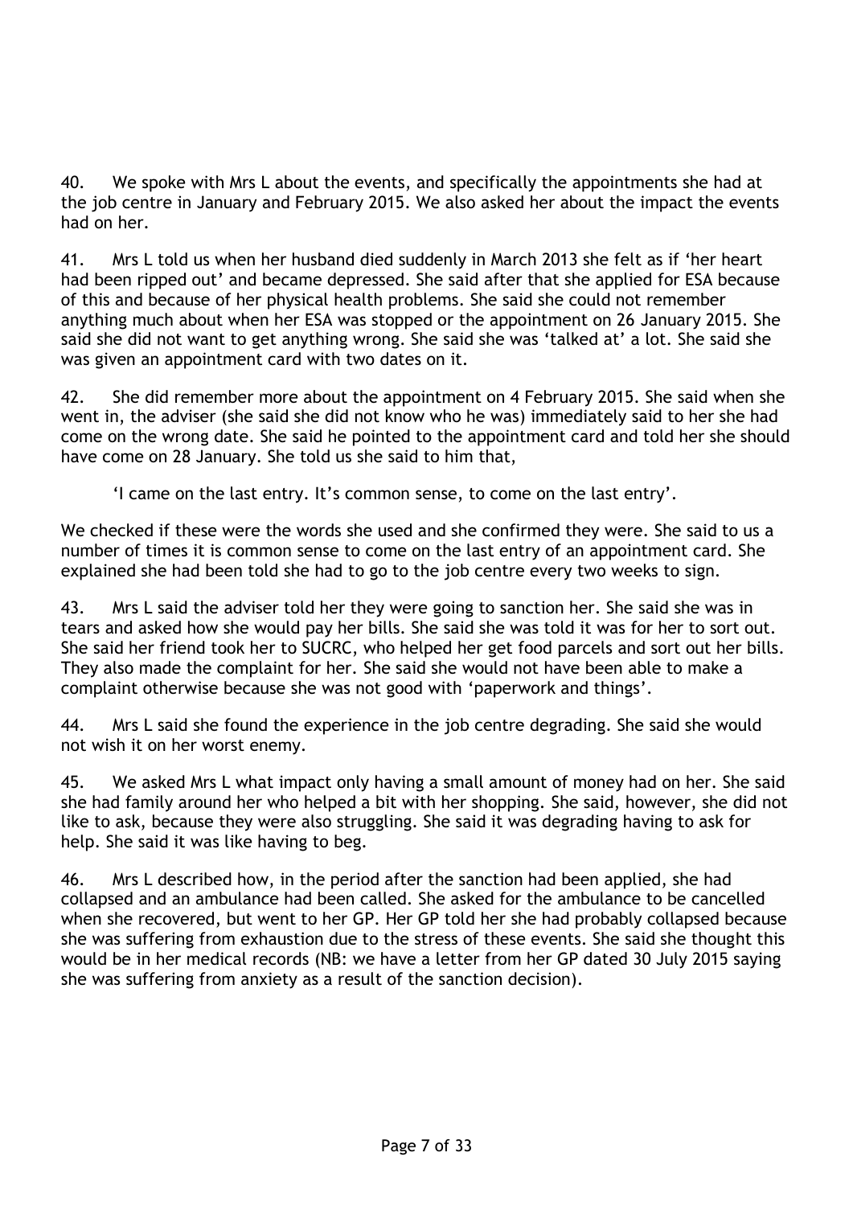40. We spoke with Mrs L about the events, and specifically the appointments she had at the job centre in January and February 2015. We also asked her about the impact the events had on her.

41. Mrs L told us when her husband died suddenly in March 2013 she felt as if 'her heart had been ripped out' and became depressed. She said after that she applied for ESA because of this and because of her physical health problems. She said she could not remember anything much about when her ESA was stopped or the appointment on 26 January 2015. She said she did not want to get anything wrong. She said she was 'talked at' a lot. She said she was given an appointment card with two dates on it.

42. She did remember more about the appointment on 4 February 2015. She said when she went in, the adviser (she said she did not know who he was) immediately said to her she had come on the wrong date. She said he pointed to the appointment card and told her she should have come on 28 January. She told us she said to him that,

> 'I came on the last entry. It's common sense, to come on the last entry'.

We checked if these were the words she used and she confirmed they were. She said to us a number of times it is common sense to come on the last entry of an appointment card. She explained she had been told she had to go to the job centre every two weeks to sign.

43. Mrs L said the adviser told her they were going to sanction her. She said she was in tears and asked how she would pay her bills. She said she was told it was for her to sort out. She said her friend took her to SUCRC, who helped her get food parcels and sort out her bills. They also made the complaint for her. She said she would not have been able to make a complaint otherwise because she was not good with 'paperwork and things'.

44. Mrs L said she found the experience in the job centre degrading. She said she would not wish it on her worst enemy.

45. We asked Mrs L what impact only having a small amount of money had on her. She said she had family around her who helped a bit with her shopping. She said, however, she did not like to ask, because they were also struggling. She said it was degrading having to ask for help. She said it was like having to beg.

46. Mrs L described how, in the period after the sanction had been applied, she had collapsed and an ambulance had been called. She asked for the ambulance to be cancelled when she recovered, but went to her GP. Her GP told her she had probably collapsed because she was suffering from exhaustion due to the stress of these events. She said she thought this would be in her medical records (NB: we have a letter from her GP dated 30 July 2015 saying she was suffering from anxiety as a result of the sanction decision).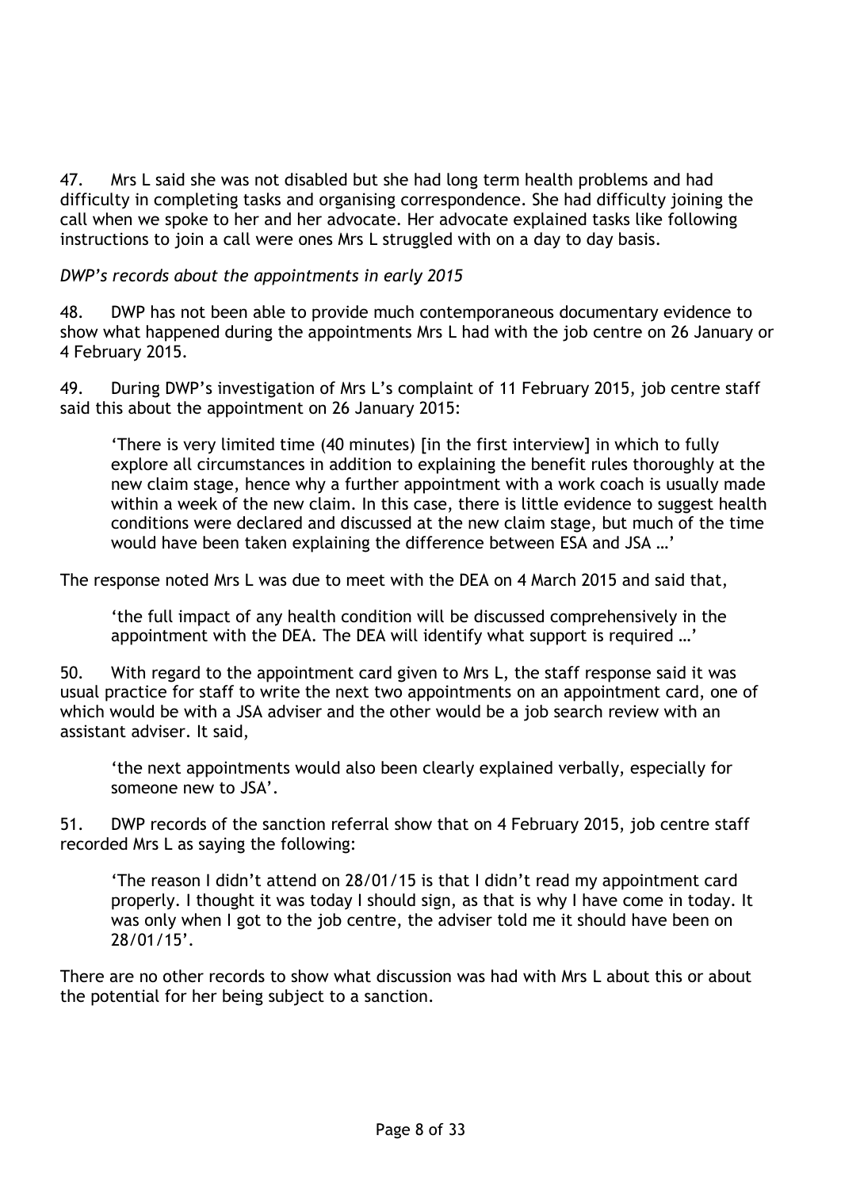47. Mrs L said she was not disabled but she had long term health problems and had difficulty in completing tasks and organising correspondence. She had difficulty joining the call when we spoke to her and her advocate. Her advocate explained tasks like following instructions to join a call were ones Mrs L struggled with on a day to day basis.

*DWP's records about the appointments in early 2015*

48. DWP has not been able to provide much contemporaneous documentary evidence to show what happened during the appointments Mrs L had with the job centre on 26 January or 4 February 2015.

49. During DWP's investigation of Mrs L's complaint of 11 February 2015, job centre staff said this about the appointment on 26 January 2015:

> 'There is very limited time (40 minutes) [in the first interview] in which to fully explore all circumstances in addition to explaining the benefit rules thoroughly at the new claim stage, hence why a further appointment with a work coach is usually made within a week of the new claim. In this case, there is little evidence to suggest health conditions were declared and discussed at the new claim stage, but much of the time would have been taken explaining the difference between ESA and JSA …'

The response noted Mrs L was due to meet with the DEA on 4 March 2015 and said that,

> 'the full impact of any health condition will be discussed comprehensively in the appointment with the DEA. The DEA will identify what support is required …'

50. With regard to the appointment card given to Mrs L, the staff response said it was usual practice for staff to write the next two appointments on an appointment card, one of which would be with a JSA adviser and the other would be a job search review with an assistant adviser. It said,

> 'the next appointments would also been clearly explained verbally, especially for someone new to JSA'.

51. DWP records of the sanction referral show that on 4 February 2015, job centre staff recorded Mrs L as saying the following:

> 'The reason I didn't attend on 28/01/15 is that I didn't read my appointment card properly. I thought it was today I should sign, as that is why I have come in today. It was only when I got to the job centre, the adviser told me it should have been on 28/01/15'.

There are no other records to show what discussion was had with Mrs L about this or about the potential for her being subject to a sanction.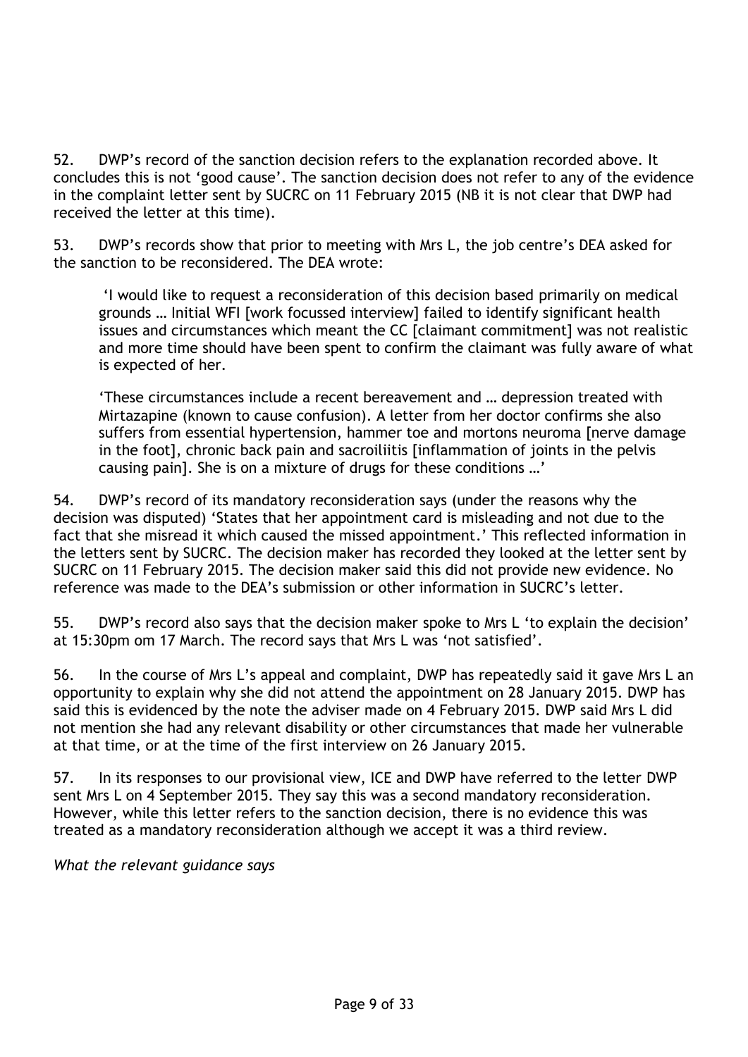52. DWP's record of the sanction decision refers to the explanation recorded above. It concludes this is not 'good cause'. The sanction decision does not refer to any of the evidence in the complaint letter sent by SUCRC on 11 February 2015 (NB it is not clear that DWP had received the letter at this time).

53. DWP's records show that prior to meeting with Mrs L, the job centre's DEA asked for the sanction to be reconsidered. The DEA wrote:

> 'I would like to request a reconsideration of this decision based primarily on medical grounds … Initial WFI [work focussed interview] failed to identify significant health issues and circumstances which meant the CC [claimant commitment] was not realistic and more time should have been spent to confirm the claimant was fully aware of what is expected of her.
>
> 'These circumstances include a recent bereavement and … depression treated with Mirtazapine (known to cause confusion). A letter from her doctor confirms she also suffers from essential hypertension, hammer toe and mortons neuroma [nerve damage in the foot], chronic back pain and sacroiliitis [inflammation of joints in the pelvis causing pain]. She is on a mixture of drugs for these conditions …'

54. DWP's record of its mandatory reconsideration says (under the reasons why the decision was disputed) 'States that her appointment card is misleading and not due to the fact that she misread it which caused the missed appointment.' This reflected information in the letters sent by SUCRC. The decision maker has recorded they looked at the letter sent by SUCRC on 11 February 2015. The decision maker said this did not provide new evidence. No reference was made to the DEA's submission or other information in SUCRC's letter.

55. DWP's record also says that the decision maker spoke to Mrs L 'to explain the decision' at 15:30pm om 17 March. The record says that Mrs L was 'not satisfied'.

56. In the course of Mrs L's appeal and complaint, DWP has repeatedly said it gave Mrs L an opportunity to explain why she did not attend the appointment on 28 January 2015. DWP has said this is evidenced by the note the adviser made on 4 February 2015. DWP said Mrs L did not mention she had any relevant disability or other circumstances that made her vulnerable at that time, or at the time of the first interview on 26 January 2015.

57. In its responses to our provisional view, ICE and DWP have referred to the letter DWP sent Mrs L on 4 September 2015. They say this was a second mandatory reconsideration. However, while this letter refers to the sanction decision, there is no evidence this was treated as a mandatory reconsideration although we accept it was a third review.

*What the relevant guidance says*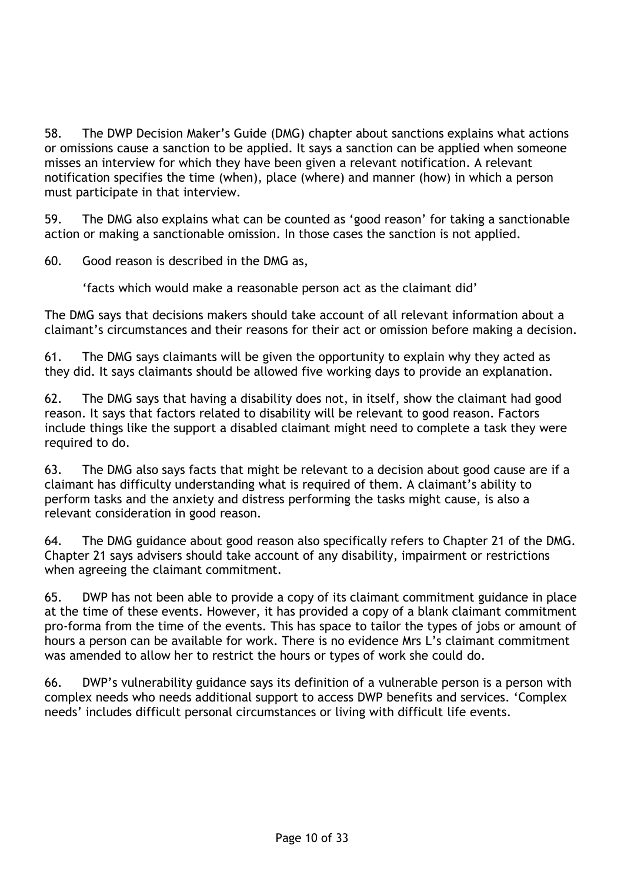58. The DWP Decision Maker's Guide (DMG) chapter about sanctions explains what actions or omissions cause a sanction to be applied. It says a sanction can be applied when someone misses an interview for which they have been given a relevant notification. A relevant notification specifies the time (when), place (where) and manner (how) in which a person must participate in that interview.

59. The DMG also explains what can be counted as 'good reason' for taking a sanctionable action or making a sanctionable omission. In those cases the sanction is not applied.

60. Good reason is described in the DMG as,

> 'facts which would make a reasonable person act as the claimant did'

The DMG says that decisions makers should take account of all relevant information about a claimant's circumstances and their reasons for their act or omission before making a decision.

61. The DMG says claimants will be given the opportunity to explain why they acted as they did. It says claimants should be allowed five working days to provide an explanation.

62. The DMG says that having a disability does not, in itself, show the claimant had good reason. It says that factors related to disability will be relevant to good reason. Factors include things like the support a disabled claimant might need to complete a task they were required to do.

63. The DMG also says facts that might be relevant to a decision about good cause are if a claimant has difficulty understanding what is required of them. A claimant's ability to perform tasks and the anxiety and distress performing the tasks might cause, is also a relevant consideration in good reason.

64. The DMG guidance about good reason also specifically refers to Chapter 21 of the DMG. Chapter 21 says advisers should take account of any disability, impairment or restrictions when agreeing the claimant commitment.

65. DWP has not been able to provide a copy of its claimant commitment guidance in place at the time of these events. However, it has provided a copy of a blank claimant commitment pro-forma from the time of the events. This has space to tailor the types of jobs or amount of hours a person can be available for work. There is no evidence Mrs L's claimant commitment was amended to allow her to restrict the hours or types of work she could do.

66. DWP's vulnerability guidance says its definition of a vulnerable person is a person with complex needs who needs additional support to access DWP benefits and services. 'Complex needs' includes difficult personal circumstances or living with difficult life events.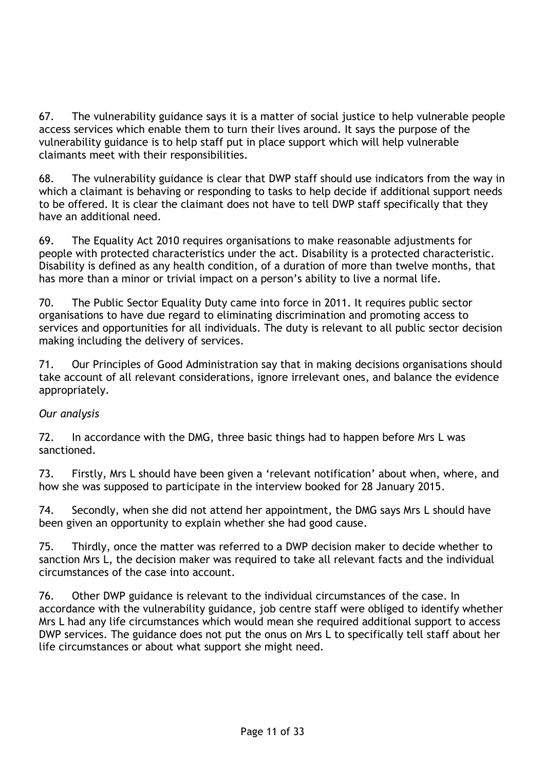67. The vulnerability guidance says it is a matter of social justice to help vulnerable people access services which enable them to turn their lives around. It says the purpose of the vulnerability guidance is to help staff put in place support which will help vulnerable claimants meet with their responsibilities.

68. The vulnerability guidance is clear that DWP staff should use indicators from the way in which a claimant is behaving or responding to tasks to help decide if additional support needs to be offered. It is clear the claimant does not have to tell DWP staff specifically that they have an additional need.

69. The Equality Act 2010 requires organisations to make reasonable adjustments for people with protected characteristics under the act. Disability is a protected characteristic. Disability is defined as any health condition, of a duration of more than twelve months, that has more than a minor or trivial impact on a person's ability to live a normal life.

70. The Public Sector Equality Duty came into force in 2011. It requires public sector organisations to have due regard to eliminating discrimination and promoting access to services and opportunities for all individuals. The duty is relevant to all public sector decision making including the delivery of services.

71. Our Principles of Good Administration say that in making decisions organisations should take account of all relevant considerations, ignore irrelevant ones, and balance the evidence appropriately.

*Our analysis*

72. In accordance with the DMG, three basic things had to happen before Mrs L was sanctioned.

73. Firstly, Mrs L should have been given a 'relevant notification' about when, where, and how she was supposed to participate in the interview booked for 28 January 2015.

74. Secondly, when she did not attend her appointment, the DMG says Mrs L should have been given an opportunity to explain whether she had good cause.

75. Thirdly, once the matter was referred to a DWP decision maker to decide whether to sanction Mrs L, the decision maker was required to take all relevant facts and the individual circumstances of the case into account.

76. Other DWP guidance is relevant to the individual circumstances of the case. In accordance with the vulnerability guidance, job centre staff were obliged to identify whether Mrs L had any life circumstances which would mean she required additional support to access DWP services. The guidance does not put the onus on Mrs L to specifically tell staff about her life circumstances or about what support she might need.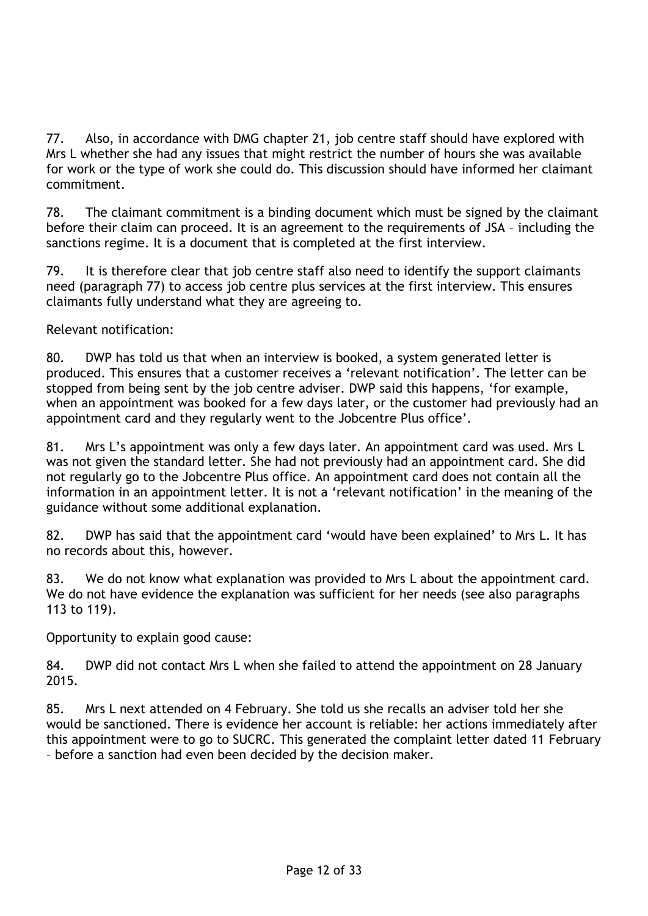77. Also, in accordance with DMG chapter 21, job centre staff should have explored with Mrs L whether she had any issues that might restrict the number of hours she was available for work or the type of work she could do. This discussion should have informed her claimant commitment.

78. The claimant commitment is a binding document which must be signed by the claimant before their claim can proceed. It is an agreement to the requirements of JSA – including the sanctions regime. It is a document that is completed at the first interview.

79. It is therefore clear that job centre staff also need to identify the support claimants need (paragraph 77) to access job centre plus services at the first interview. This ensures claimants fully understand what they are agreeing to.

Relevant notification:

80. DWP has told us that when an interview is booked, a system generated letter is produced. This ensures that a customer receives a 'relevant notification'. The letter can be stopped from being sent by the job centre adviser. DWP said this happens, 'for example, when an appointment was booked for a few days later, or the customer had previously had an appointment card and they regularly went to the Jobcentre Plus office'.

81. Mrs L's appointment was only a few days later. An appointment card was used. Mrs L was not given the standard letter. She had not previously had an appointment card. She did not regularly go to the Jobcentre Plus office. An appointment card does not contain all the information in an appointment letter. It is not a 'relevant notification' in the meaning of the guidance without some additional explanation.

82. DWP has said that the appointment card 'would have been explained' to Mrs L. It has no records about this, however.

83. We do not know what explanation was provided to Mrs L about the appointment card. We do not have evidence the explanation was sufficient for her needs (see also paragraphs 113 to 119).

Opportunity to explain good cause:

84. DWP did not contact Mrs L when she failed to attend the appointment on 28 January 2015.

85. Mrs L next attended on 4 February. She told us she recalls an adviser told her she would be sanctioned. There is evidence her account is reliable: her actions immediately after this appointment were to go to SUCRC. This generated the complaint letter dated 11 February – before a sanction had even been decided by the decision maker.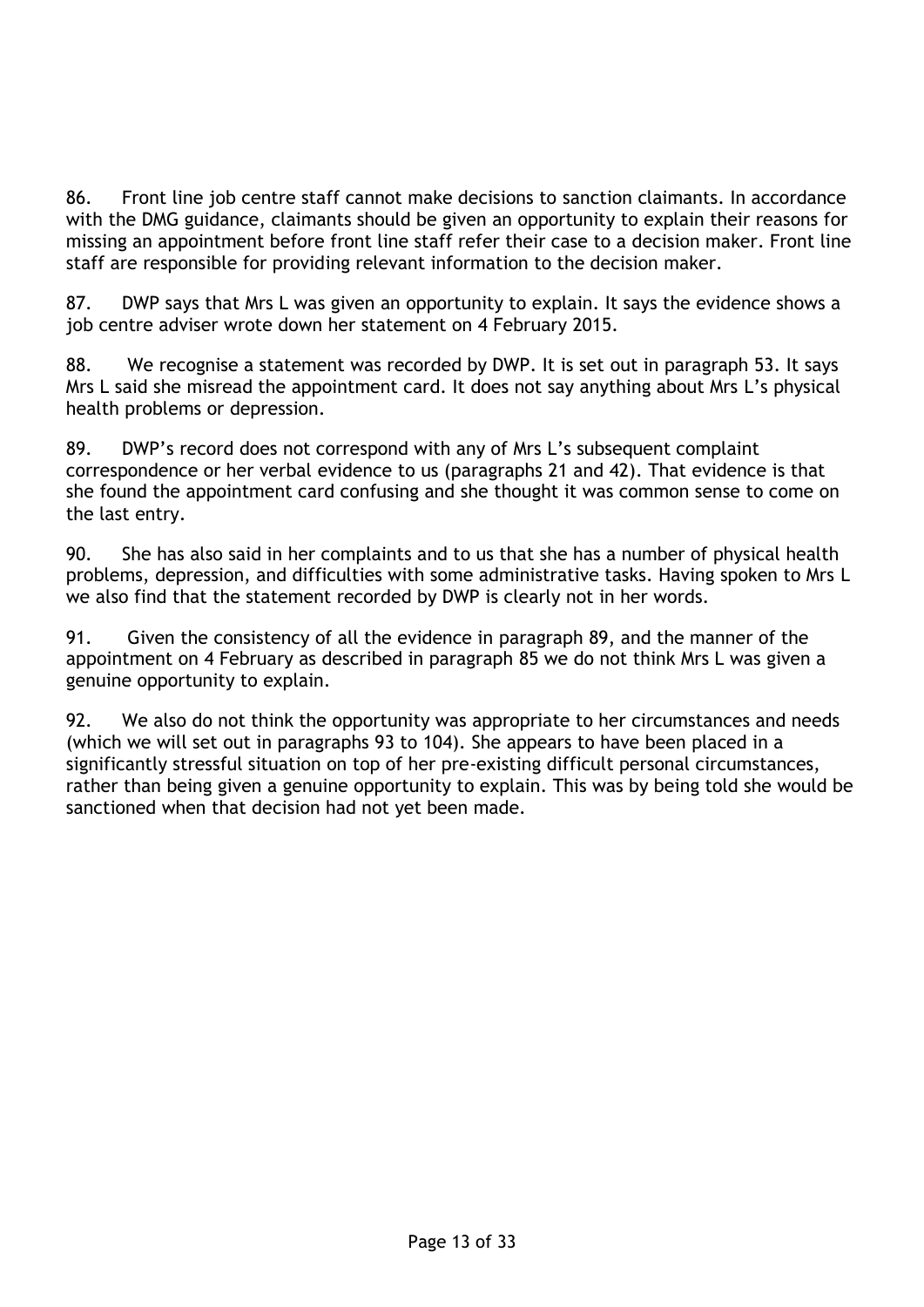86. Front line job centre staff cannot make decisions to sanction claimants. In accordance with the DMG guidance, claimants should be given an opportunity to explain their reasons for missing an appointment before front line staff refer their case to a decision maker. Front line staff are responsible for providing relevant information to the decision maker.

87. DWP says that Mrs L was given an opportunity to explain. It says the evidence shows a job centre adviser wrote down her statement on 4 February 2015.

88. We recognise a statement was recorded by DWP. It is set out in paragraph 53. It says Mrs L said she misread the appointment card. It does not say anything about Mrs L's physical health problems or depression.

89. DWP's record does not correspond with any of Mrs L's subsequent complaint correspondence or her verbal evidence to us (paragraphs 21 and 42). That evidence is that she found the appointment card confusing and she thought it was common sense to come on the last entry.

90. She has also said in her complaints and to us that she has a number of physical health problems, depression, and difficulties with some administrative tasks. Having spoken to Mrs L we also find that the statement recorded by DWP is clearly not in her words.

91. Given the consistency of all the evidence in paragraph 89, and the manner of the appointment on 4 February as described in paragraph 85 we do not think Mrs L was given a genuine opportunity to explain.

92. We also do not think the opportunity was appropriate to her circumstances and needs (which we will set out in paragraphs 93 to 104). She appears to have been placed in a significantly stressful situation on top of her pre-existing difficult personal circumstances, rather than being given a genuine opportunity to explain. This was by being told she would be sanctioned when that decision had not yet been made.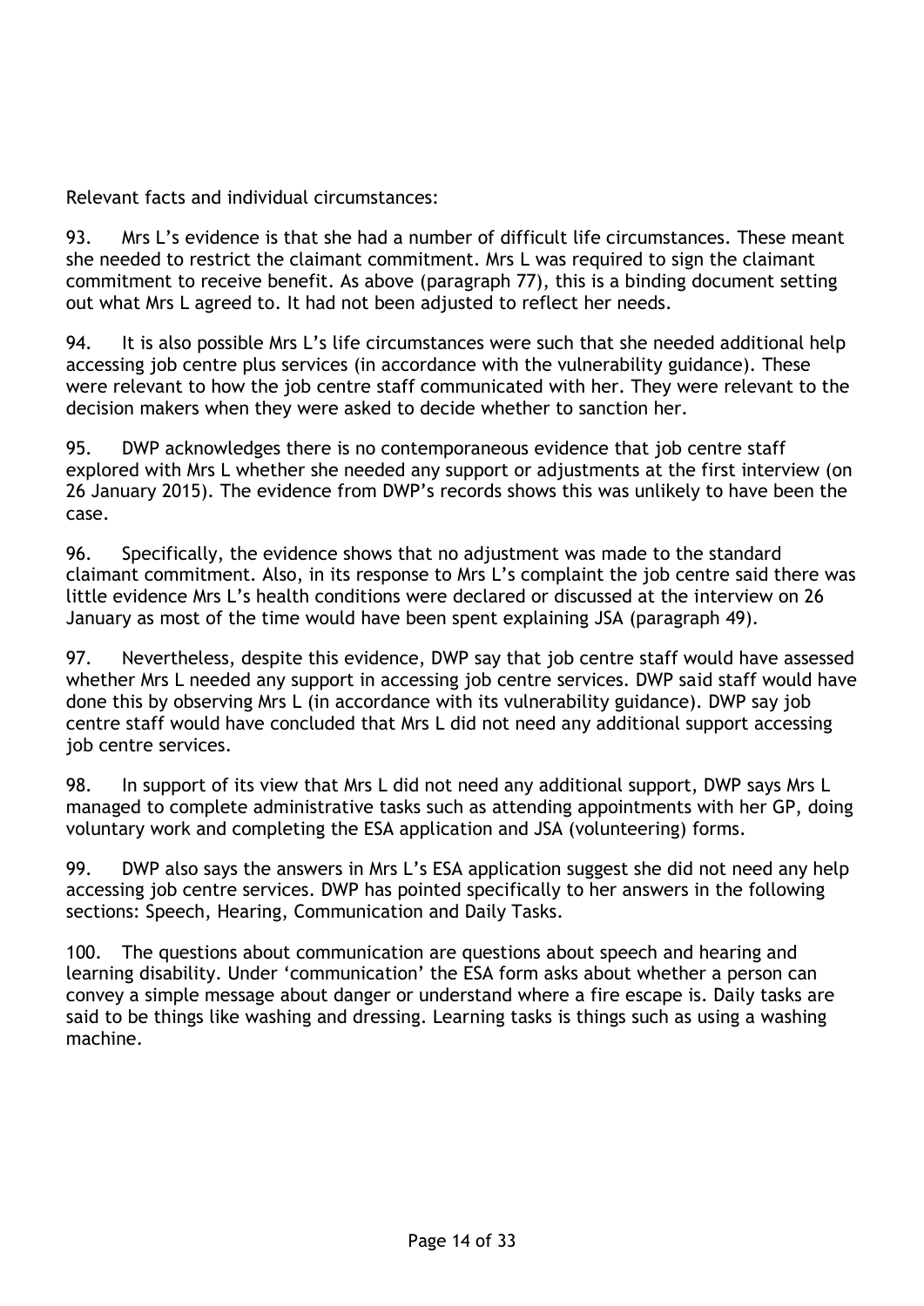Relevant facts and individual circumstances:

93. Mrs L's evidence is that she had a number of difficult life circumstances. These meant she needed to restrict the claimant commitment. Mrs L was required to sign the claimant commitment to receive benefit. As above (paragraph 77), this is a binding document setting out what Mrs L agreed to. It had not been adjusted to reflect her needs.

94. It is also possible Mrs L's life circumstances were such that she needed additional help accessing job centre plus services (in accordance with the vulnerability guidance). These were relevant to how the job centre staff communicated with her. They were relevant to the decision makers when they were asked to decide whether to sanction her.

95. DWP acknowledges there is no contemporaneous evidence that job centre staff explored with Mrs L whether she needed any support or adjustments at the first interview (on 26 January 2015). The evidence from DWP's records shows this was unlikely to have been the case.

96. Specifically, the evidence shows that no adjustment was made to the standard claimant commitment. Also, in its response to Mrs L's complaint the job centre said there was little evidence Mrs L's health conditions were declared or discussed at the interview on 26 January as most of the time would have been spent explaining JSA (paragraph 49).

97. Nevertheless, despite this evidence, DWP say that job centre staff would have assessed whether Mrs L needed any support in accessing job centre services. DWP said staff would have done this by observing Mrs L (in accordance with its vulnerability guidance). DWP say job centre staff would have concluded that Mrs L did not need any additional support accessing job centre services.

98. In support of its view that Mrs L did not need any additional support, DWP says Mrs L managed to complete administrative tasks such as attending appointments with her GP, doing voluntary work and completing the ESA application and JSA (volunteering) forms.

99. DWP also says the answers in Mrs L's ESA application suggest she did not need any help accessing job centre services. DWP has pointed specifically to her answers in the following sections: Speech, Hearing, Communication and Daily Tasks.

100. The questions about communication are questions about speech and hearing and learning disability. Under 'communication' the ESA form asks about whether a person can convey a simple message about danger or understand where a fire escape is. Daily tasks are said to be things like washing and dressing. Learning tasks is things such as using a washing machine.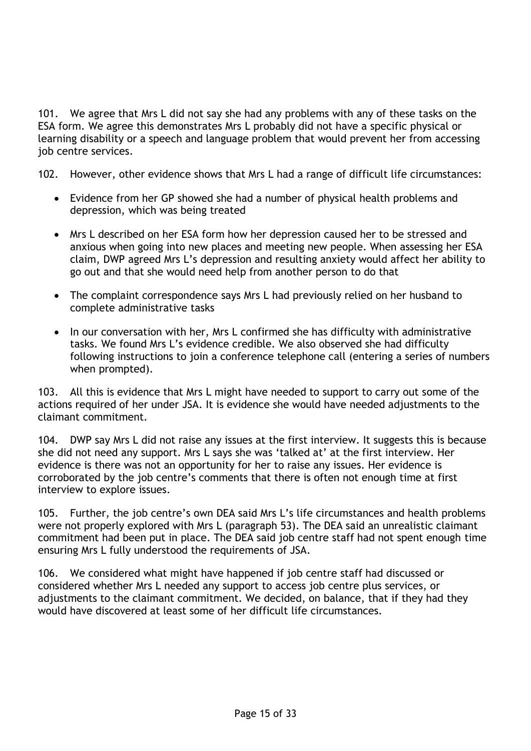101. We agree that Mrs L did not say she had any problems with any of these tasks on the ESA form. We agree this demonstrates Mrs L probably did not have a specific physical or learning disability or a speech and language problem that would prevent her from accessing job centre services.

102. However, other evidence shows that Mrs L had a range of difficult life circumstances:

- Evidence from her GP showed she had a number of physical health problems and depression, which was being treated
- Mrs L described on her ESA form how her depression caused her to be stressed and anxious when going into new places and meeting new people. When assessing her ESA claim, DWP agreed Mrs L's depression and resulting anxiety would affect her ability to go out and that she would need help from another person to do that
- The complaint correspondence says Mrs L had previously relied on her husband to complete administrative tasks
- In our conversation with her, Mrs L confirmed she has difficulty with administrative tasks. We found Mrs L's evidence credible. We also observed she had difficulty following instructions to join a conference telephone call (entering a series of numbers when prompted).

103. All this is evidence that Mrs L might have needed to support to carry out some of the actions required of her under JSA. It is evidence she would have needed adjustments to the claimant commitment.

104. DWP say Mrs L did not raise any issues at the first interview. It suggests this is because she did not need any support. Mrs L says she was 'talked at' at the first interview. Her evidence is there was not an opportunity for her to raise any issues. Her evidence is corroborated by the job centre's comments that there is often not enough time at first interview to explore issues.

105. Further, the job centre's own DEA said Mrs L's life circumstances and health problems were not properly explored with Mrs L (paragraph 53). The DEA said an unrealistic claimant commitment had been put in place. The DEA said job centre staff had not spent enough time ensuring Mrs L fully understood the requirements of JSA.

106. We considered what might have happened if job centre staff had discussed or considered whether Mrs L needed any support to access job centre plus services, or adjustments to the claimant commitment. We decided, on balance, that if they had they would have discovered at least some of her difficult life circumstances.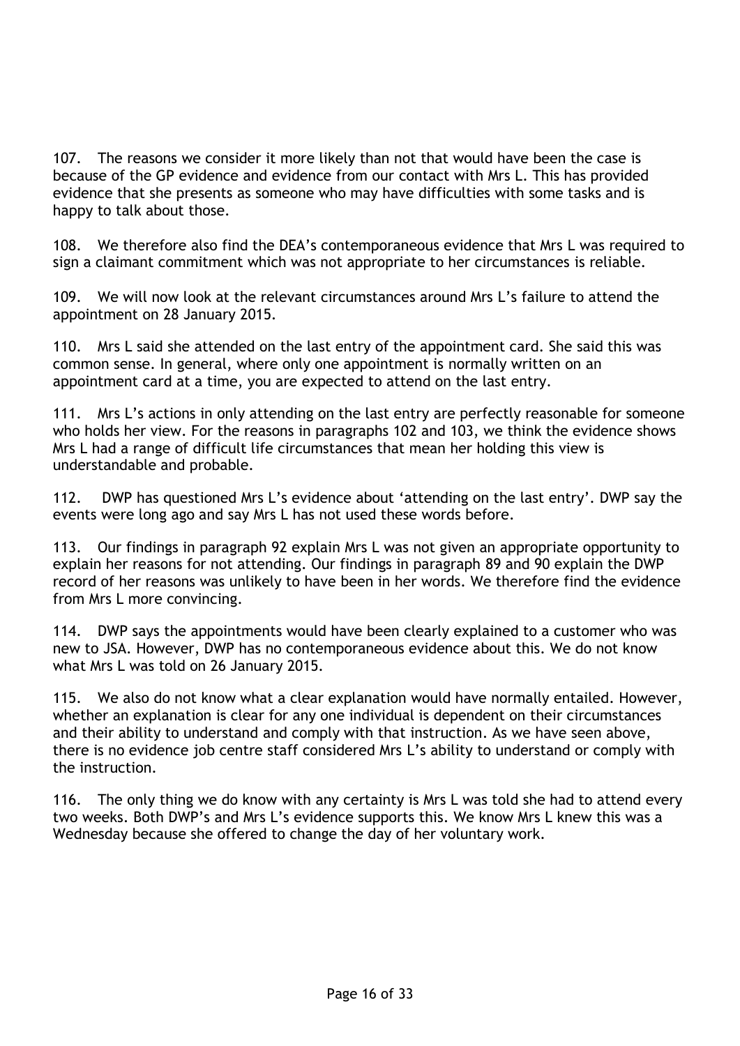107. The reasons we consider it more likely than not that would have been the case is because of the GP evidence and evidence from our contact with Mrs L. This has provided evidence that she presents as someone who may have difficulties with some tasks and is happy to talk about those.

108. We therefore also find the DEA's contemporaneous evidence that Mrs L was required to sign a claimant commitment which was not appropriate to her circumstances is reliable.

109. We will now look at the relevant circumstances around Mrs L's failure to attend the appointment on 28 January 2015.

110. Mrs L said she attended on the last entry of the appointment card. She said this was common sense. In general, where only one appointment is normally written on an appointment card at a time, you are expected to attend on the last entry.

111. Mrs L's actions in only attending on the last entry are perfectly reasonable for someone who holds her view. For the reasons in paragraphs 102 and 103, we think the evidence shows Mrs L had a range of difficult life circumstances that mean her holding this view is understandable and probable.

112. DWP has questioned Mrs L's evidence about 'attending on the last entry'. DWP say the events were long ago and say Mrs L has not used these words before.

113. Our findings in paragraph 92 explain Mrs L was not given an appropriate opportunity to explain her reasons for not attending. Our findings in paragraph 89 and 90 explain the DWP record of her reasons was unlikely to have been in her words. We therefore find the evidence from Mrs L more convincing.

114. DWP says the appointments would have been clearly explained to a customer who was new to JSA. However, DWP has no contemporaneous evidence about this. We do not know what Mrs L was told on 26 January 2015.

115. We also do not know what a clear explanation would have normally entailed. However, whether an explanation is clear for any one individual is dependent on their circumstances and their ability to understand and comply with that instruction. As we have seen above, there is no evidence job centre staff considered Mrs L's ability to understand or comply with the instruction.

116. The only thing we do know with any certainty is Mrs L was told she had to attend every two weeks. Both DWP's and Mrs L's evidence supports this. We know Mrs L knew this was a Wednesday because she offered to change the day of her voluntary work.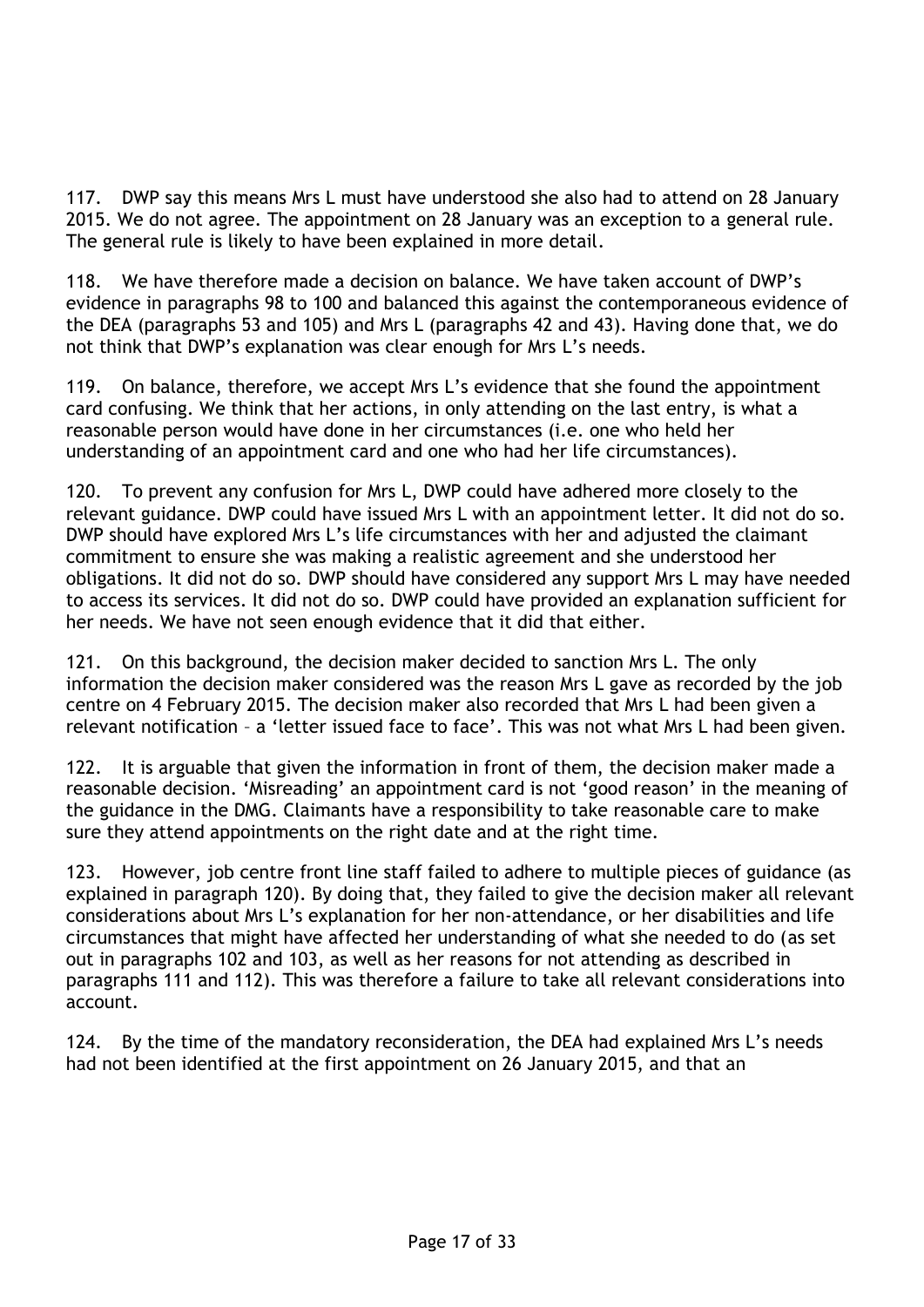117. DWP say this means Mrs L must have understood she also had to attend on 28 January 2015. We do not agree. The appointment on 28 January was an exception to a general rule. The general rule is likely to have been explained in more detail.

118. We have therefore made a decision on balance. We have taken account of DWP's evidence in paragraphs 98 to 100 and balanced this against the contemporaneous evidence of the DEA (paragraphs 53 and 105) and Mrs L (paragraphs 42 and 43). Having done that, we do not think that DWP's explanation was clear enough for Mrs L's needs.

119. On balance, therefore, we accept Mrs L's evidence that she found the appointment card confusing. We think that her actions, in only attending on the last entry, is what a reasonable person would have done in her circumstances (i.e. one who held her understanding of an appointment card and one who had her life circumstances).

120. To prevent any confusion for Mrs L, DWP could have adhered more closely to the relevant guidance. DWP could have issued Mrs L with an appointment letter. It did not do so. DWP should have explored Mrs L's life circumstances with her and adjusted the claimant commitment to ensure she was making a realistic agreement and she understood her obligations. It did not do so. DWP should have considered any support Mrs L may have needed to access its services. It did not do so. DWP could have provided an explanation sufficient for her needs. We have not seen enough evidence that it did that either.

121. On this background, the decision maker decided to sanction Mrs L. The only information the decision maker considered was the reason Mrs L gave as recorded by the job centre on 4 February 2015. The decision maker also recorded that Mrs L had been given a relevant notification – a 'letter issued face to face'. This was not what Mrs L had been given.

122. It is arguable that given the information in front of them, the decision maker made a reasonable decision. 'Misreading' an appointment card is not 'good reason' in the meaning of the guidance in the DMG. Claimants have a responsibility to take reasonable care to make sure they attend appointments on the right date and at the right time.

123. However, job centre front line staff failed to adhere to multiple pieces of guidance (as explained in paragraph 120). By doing that, they failed to give the decision maker all relevant considerations about Mrs L's explanation for her non-attendance, or her disabilities and life circumstances that might have affected her understanding of what she needed to do (as set out in paragraphs 102 and 103, as well as her reasons for not attending as described in paragraphs 111 and 112). This was therefore a failure to take all relevant considerations into account.

124. By the time of the mandatory reconsideration, the DEA had explained Mrs L's needs had not been identified at the first appointment on 26 January 2015, and that an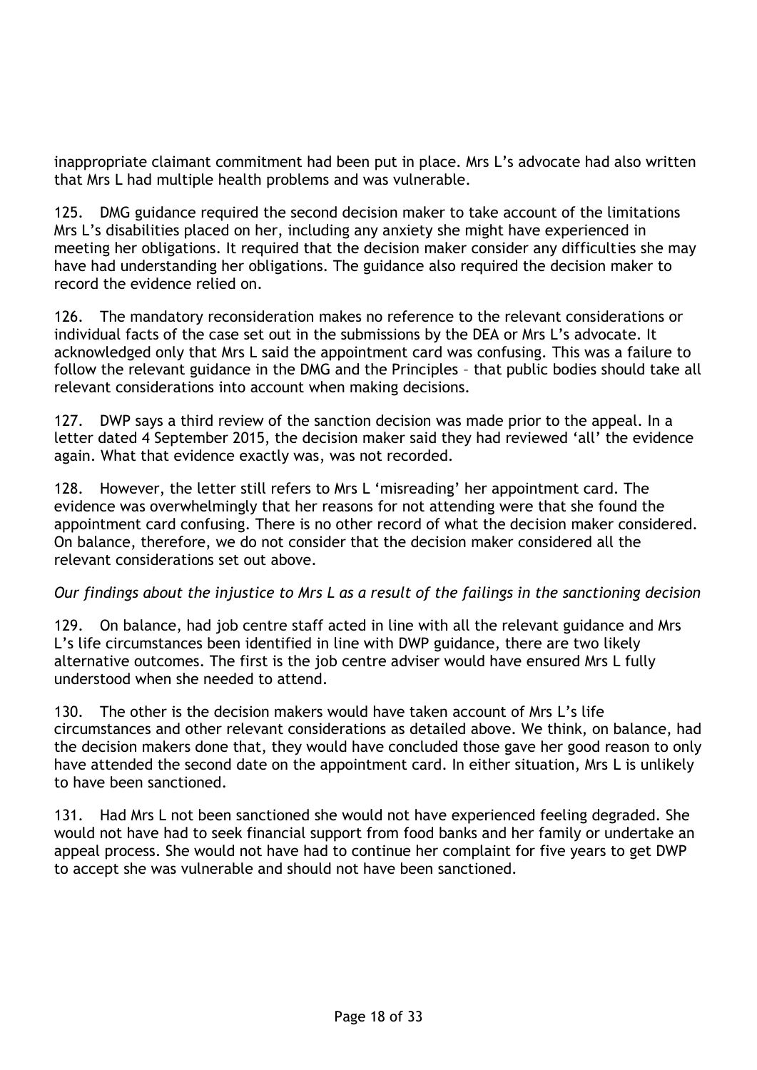inappropriate claimant commitment had been put in place. Mrs L's advocate had also written that Mrs L had multiple health problems and was vulnerable.

125. DMG guidance required the second decision maker to take account of the limitations Mrs L's disabilities placed on her, including any anxiety she might have experienced in meeting her obligations. It required that the decision maker consider any difficulties she may have had understanding her obligations. The guidance also required the decision maker to record the evidence relied on.

126. The mandatory reconsideration makes no reference to the relevant considerations or individual facts of the case set out in the submissions by the DEA or Mrs L's advocate. It acknowledged only that Mrs L said the appointment card was confusing. This was a failure to follow the relevant guidance in the DMG and the Principles – that public bodies should take all relevant considerations into account when making decisions.

127. DWP says a third review of the sanction decision was made prior to the appeal. In a letter dated 4 September 2015, the decision maker said they had reviewed 'all' the evidence again. What that evidence exactly was, was not recorded.

128. However, the letter still refers to Mrs L 'misreading' her appointment card. The evidence was overwhelmingly that her reasons for not attending were that she found the appointment card confusing. There is no other record of what the decision maker considered. On balance, therefore, we do not consider that the decision maker considered all the relevant considerations set out above.

*Our findings about the injustice to Mrs L as a result of the failings in the sanctioning decision*

129. On balance, had job centre staff acted in line with all the relevant guidance and Mrs L's life circumstances been identified in line with DWP guidance, there are two likely alternative outcomes. The first is the job centre adviser would have ensured Mrs L fully understood when she needed to attend.

130. The other is the decision makers would have taken account of Mrs L's life circumstances and other relevant considerations as detailed above. We think, on balance, had the decision makers done that, they would have concluded those gave her good reason to only have attended the second date on the appointment card. In either situation, Mrs L is unlikely to have been sanctioned.

131. Had Mrs L not been sanctioned she would not have experienced feeling degraded. She would not have had to seek financial support from food banks and her family or undertake an appeal process. She would not have had to continue her complaint for five years to get DWP to accept she was vulnerable and should not have been sanctioned.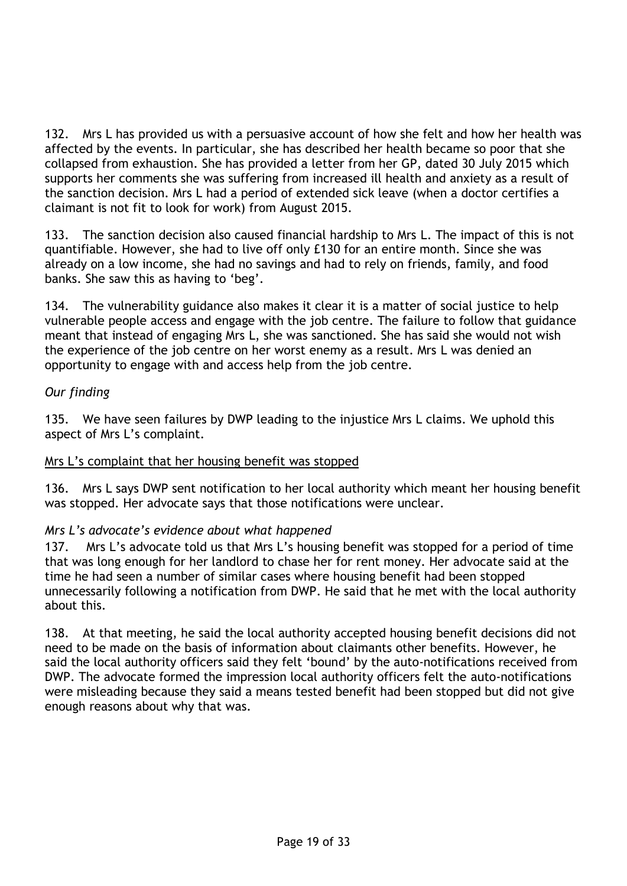132. Mrs L has provided us with a persuasive account of how she felt and how her health was affected by the events. In particular, she has described her health became so poor that she collapsed from exhaustion. She has provided a letter from her GP, dated 30 July 2015 which supports her comments she was suffering from increased ill health and anxiety as a result of the sanction decision. Mrs L had a period of extended sick leave (when a doctor certifies a claimant is not fit to look for work) from August 2015.

133. The sanction decision also caused financial hardship to Mrs L. The impact of this is not quantifiable. However, she had to live off only £130 for an entire month. Since she was already on a low income, she had no savings and had to rely on friends, family, and food banks. She saw this as having to 'beg'.

134. The vulnerability guidance also makes it clear it is a matter of social justice to help vulnerable people access and engage with the job centre. The failure to follow that guidance meant that instead of engaging Mrs L, she was sanctioned. She has said she would not wish the experience of the job centre on her worst enemy as a result. Mrs L was denied an opportunity to engage with and access help from the job centre.

*Our finding*

135. We have seen failures by DWP leading to the injustice Mrs L claims. We uphold this aspect of Mrs L's complaint.

<u>Mrs L's complaint that her housing benefit was stopped</u>

136. Mrs L says DWP sent notification to her local authority which meant her housing benefit was stopped. Her advocate says that those notifications were unclear.

*Mrs L's advocate's evidence about what happened*

137. Mrs L's advocate told us that Mrs L's housing benefit was stopped for a period of time that was long enough for her landlord to chase her for rent money. Her advocate said at the time he had seen a number of similar cases where housing benefit had been stopped unnecessarily following a notification from DWP. He said that he met with the local authority about this.

138. At that meeting, he said the local authority accepted housing benefit decisions did not need to be made on the basis of information about claimants other benefits. However, he said the local authority officers said they felt 'bound' by the auto-notifications received from DWP. The advocate formed the impression local authority officers felt the auto-notifications were misleading because they said a means tested benefit had been stopped but did not give enough reasons about why that was.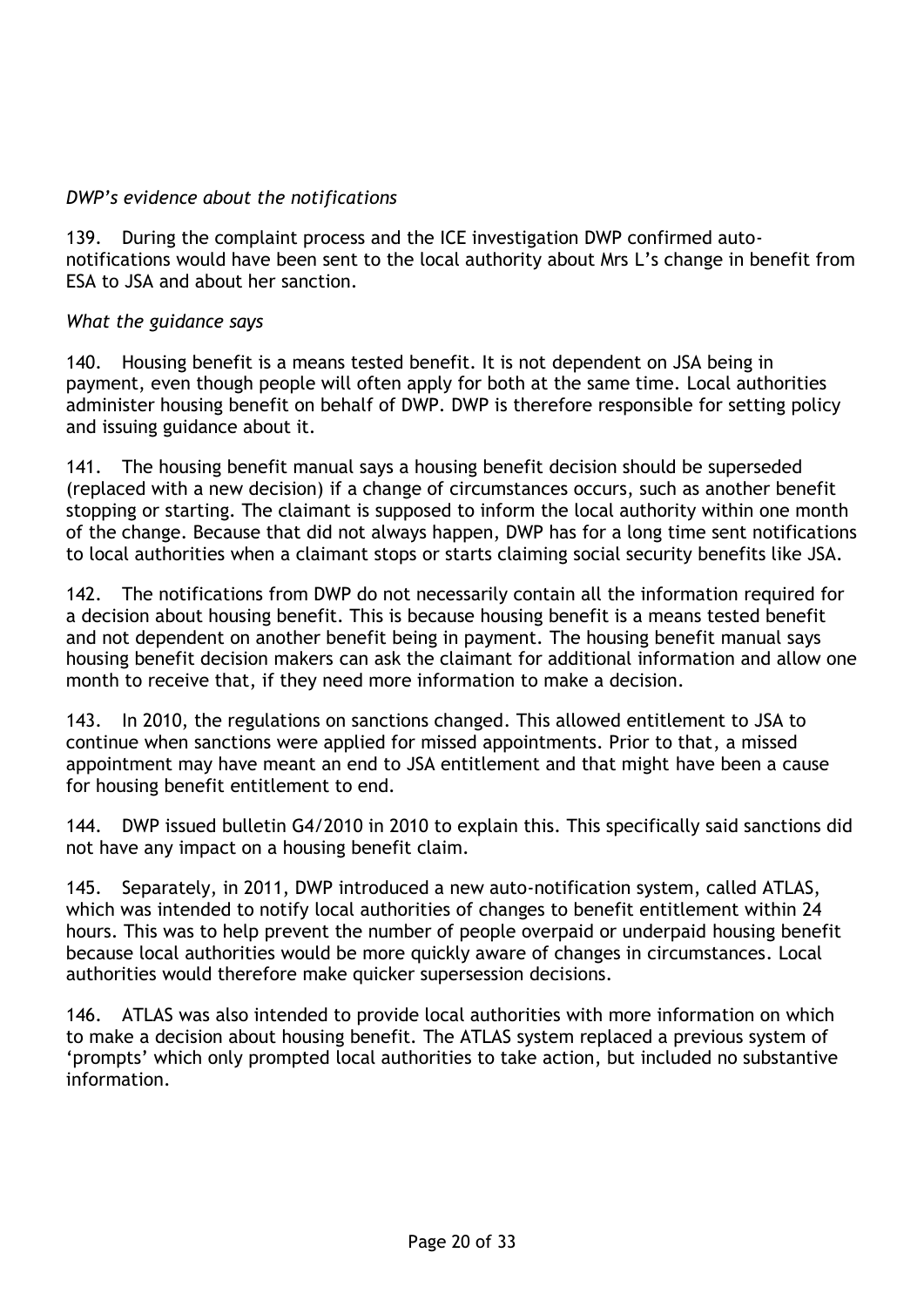*DWP's evidence about the notifications*

139. During the complaint process and the ICE investigation DWP confirmed auto-notifications would have been sent to the local authority about Mrs L's change in benefit from ESA to JSA and about her sanction.

*What the guidance says*

140. Housing benefit is a means tested benefit. It is not dependent on JSA being in payment, even though people will often apply for both at the same time. Local authorities administer housing benefit on behalf of DWP. DWP is therefore responsible for setting policy and issuing guidance about it.

141. The housing benefit manual says a housing benefit decision should be superseded (replaced with a new decision) if a change of circumstances occurs, such as another benefit stopping or starting. The claimant is supposed to inform the local authority within one month of the change. Because that did not always happen, DWP has for a long time sent notifications to local authorities when a claimant stops or starts claiming social security benefits like JSA.

142. The notifications from DWP do not necessarily contain all the information required for a decision about housing benefit. This is because housing benefit is a means tested benefit and not dependent on another benefit being in payment. The housing benefit manual says housing benefit decision makers can ask the claimant for additional information and allow one month to receive that, if they need more information to make a decision.

143. In 2010, the regulations on sanctions changed. This allowed entitlement to JSA to continue when sanctions were applied for missed appointments. Prior to that, a missed appointment may have meant an end to JSA entitlement and that might have been a cause for housing benefit entitlement to end.

144. DWP issued bulletin G4/2010 in 2010 to explain this. This specifically said sanctions did not have any impact on a housing benefit claim.

145. Separately, in 2011, DWP introduced a new auto-notification system, called ATLAS, which was intended to notify local authorities of changes to benefit entitlement within 24 hours. This was to help prevent the number of people overpaid or underpaid housing benefit because local authorities would be more quickly aware of changes in circumstances. Local authorities would therefore make quicker supersession decisions.

146. ATLAS was also intended to provide local authorities with more information on which to make a decision about housing benefit. The ATLAS system replaced a previous system of 'prompts' which only prompted local authorities to take action, but included no substantive information.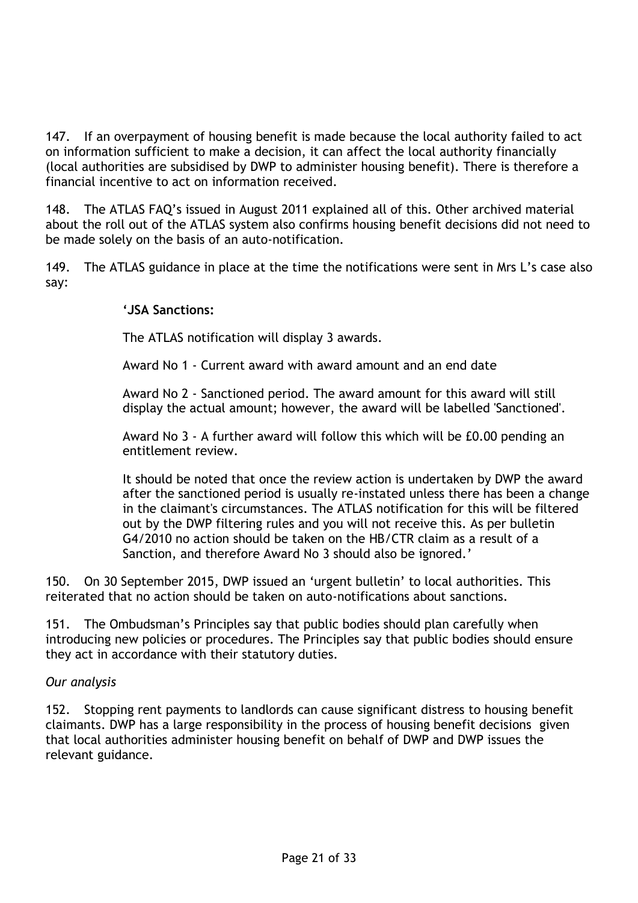147. If an overpayment of housing benefit is made because the local authority failed to act on information sufficient to make a decision, it can affect the local authority financially (local authorities are subsidised by DWP to administer housing benefit). There is therefore a financial incentive to act on information received.

148. The ATLAS FAQ's issued in August 2011 explained all of this. Other archived material about the roll out of the ATLAS system also confirms housing benefit decisions did not need to be made solely on the basis of an auto-notification.

149. The ATLAS guidance in place at the time the notifications were sent in Mrs L's case also say:

> **'JSA Sanctions:**
>
> The ATLAS notification will display 3 awards.
>
> Award No 1 - Current award with award amount and an end date
>
> Award No 2 - Sanctioned period. The award amount for this award will still display the actual amount; however, the award will be labelled 'Sanctioned'.
>
> Award No 3 - A further award will follow this which will be £0.00 pending an entitlement review.
>
> It should be noted that once the review action is undertaken by DWP the award after the sanctioned period is usually re-instated unless there has been a change in the claimant's circumstances. The ATLAS notification for this will be filtered out by the DWP filtering rules and you will not receive this. As per bulletin G4/2010 no action should be taken on the HB/CTR claim as a result of a Sanction, and therefore Award No 3 should also be ignored.'

150. On 30 September 2015, DWP issued an 'urgent bulletin' to local authorities. This reiterated that no action should be taken on auto-notifications about sanctions.

151. The Ombudsman's Principles say that public bodies should plan carefully when introducing new policies or procedures. The Principles say that public bodies should ensure they act in accordance with their statutory duties.

*Our analysis*

152. Stopping rent payments to landlords can cause significant distress to housing benefit claimants. DWP has a large responsibility in the process of housing benefit decisions given that local authorities administer housing benefit on behalf of DWP and DWP issues the relevant guidance.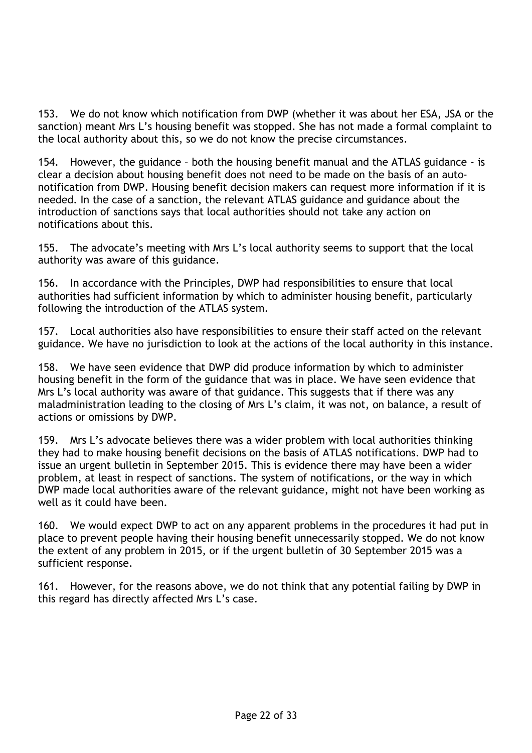153. We do not know which notification from DWP (whether it was about her ESA, JSA or the sanction) meant Mrs L's housing benefit was stopped. She has not made a formal complaint to the local authority about this, so we do not know the precise circumstances.

154. However, the guidance – both the housing benefit manual and the ATLAS guidance - is clear a decision about housing benefit does not need to be made on the basis of an auto-notification from DWP. Housing benefit decision makers can request more information if it is needed. In the case of a sanction, the relevant ATLAS guidance and guidance about the introduction of sanctions says that local authorities should not take any action on notifications about this.

155. The advocate's meeting with Mrs L's local authority seems to support that the local authority was aware of this guidance.

156. In accordance with the Principles, DWP had responsibilities to ensure that local authorities had sufficient information by which to administer housing benefit, particularly following the introduction of the ATLAS system.

157. Local authorities also have responsibilities to ensure their staff acted on the relevant guidance. We have no jurisdiction to look at the actions of the local authority in this instance.

158. We have seen evidence that DWP did produce information by which to administer housing benefit in the form of the guidance that was in place. We have seen evidence that Mrs L's local authority was aware of that guidance. This suggests that if there was any maladministration leading to the closing of Mrs L's claim, it was not, on balance, a result of actions or omissions by DWP.

159. Mrs L's advocate believes there was a wider problem with local authorities thinking they had to make housing benefit decisions on the basis of ATLAS notifications. DWP had to issue an urgent bulletin in September 2015. This is evidence there may have been a wider problem, at least in respect of sanctions. The system of notifications, or the way in which DWP made local authorities aware of the relevant guidance, might not have been working as well as it could have been.

160. We would expect DWP to act on any apparent problems in the procedures it had put in place to prevent people having their housing benefit unnecessarily stopped. We do not know the extent of any problem in 2015, or if the urgent bulletin of 30 September 2015 was a sufficient response.

161. However, for the reasons above, we do not think that any potential failing by DWP in this regard has directly affected Mrs L's case.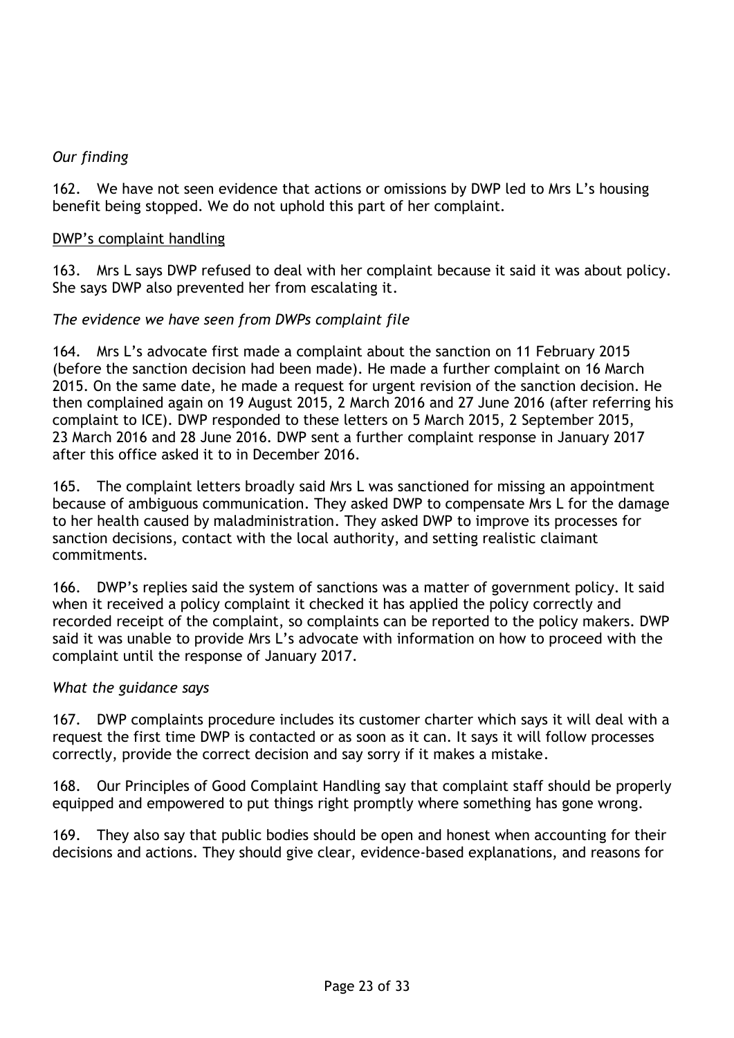*Our finding*

162. We have not seen evidence that actions or omissions by DWP led to Mrs L's housing benefit being stopped. We do not uphold this part of her complaint.

<u>DWP's complaint handling</u>

163. Mrs L says DWP refused to deal with her complaint because it said it was about policy. She says DWP also prevented her from escalating it.

*The evidence we have seen from DWPs complaint file*

164. Mrs L's advocate first made a complaint about the sanction on 11 February 2015 (before the sanction decision had been made). He made a further complaint on 16 March 2015. On the same date, he made a request for urgent revision of the sanction decision. He then complained again on 19 August 2015, 2 March 2016 and 27 June 2016 (after referring his complaint to ICE). DWP responded to these letters on 5 March 2015, 2 September 2015, 23 March 2016 and 28 June 2016. DWP sent a further complaint response in January 2017 after this office asked it to in December 2016.

165. The complaint letters broadly said Mrs L was sanctioned for missing an appointment because of ambiguous communication. They asked DWP to compensate Mrs L for the damage to her health caused by maladministration. They asked DWP to improve its processes for sanction decisions, contact with the local authority, and setting realistic claimant commitments.

166. DWP's replies said the system of sanctions was a matter of government policy. It said when it received a policy complaint it checked it has applied the policy correctly and recorded receipt of the complaint, so complaints can be reported to the policy makers. DWP said it was unable to provide Mrs L's advocate with information on how to proceed with the complaint until the response of January 2017.

*What the guidance says*

167. DWP complaints procedure includes its customer charter which says it will deal with a request the first time DWP is contacted or as soon as it can. It says it will follow processes correctly, provide the correct decision and say sorry if it makes a mistake.

168. Our Principles of Good Complaint Handling say that complaint staff should be properly equipped and empowered to put things right promptly where something has gone wrong.

169. They also say that public bodies should be open and honest when accounting for their decisions and actions. They should give clear, evidence-based explanations, and reasons for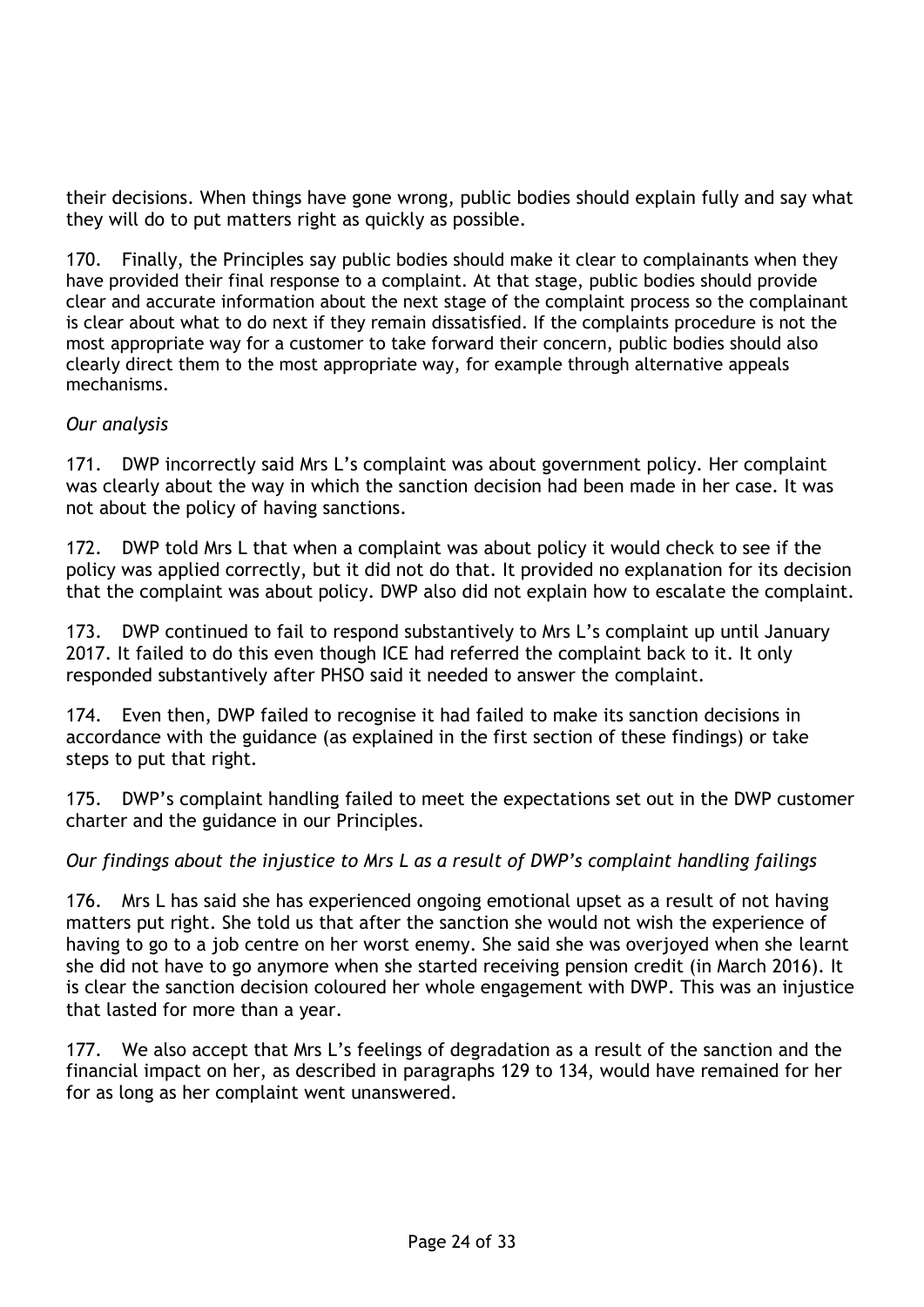their decisions. When things have gone wrong, public bodies should explain fully and say what they will do to put matters right as quickly as possible.

170. Finally, the Principles say public bodies should make it clear to complainants when they have provided their final response to a complaint. At that stage, public bodies should provide clear and accurate information about the next stage of the complaint process so the complainant is clear about what to do next if they remain dissatisfied. If the complaints procedure is not the most appropriate way for a customer to take forward their concern, public bodies should also clearly direct them to the most appropriate way, for example through alternative appeals mechanisms.

*Our analysis*

171. DWP incorrectly said Mrs L's complaint was about government policy. Her complaint was clearly about the way in which the sanction decision had been made in her case. It was not about the policy of having sanctions.

172. DWP told Mrs L that when a complaint was about policy it would check to see if the policy was applied correctly, but it did not do that. It provided no explanation for its decision that the complaint was about policy. DWP also did not explain how to escalate the complaint.

173. DWP continued to fail to respond substantively to Mrs L's complaint up until January 2017. It failed to do this even though ICE had referred the complaint back to it. It only responded substantively after PHSO said it needed to answer the complaint.

174. Even then, DWP failed to recognise it had failed to make its sanction decisions in accordance with the guidance (as explained in the first section of these findings) or take steps to put that right.

175. DWP's complaint handling failed to meet the expectations set out in the DWP customer charter and the guidance in our Principles.

*Our findings about the injustice to Mrs L as a result of DWP's complaint handling failings*

176. Mrs L has said she has experienced ongoing emotional upset as a result of not having matters put right. She told us that after the sanction she would not wish the experience of having to go to a job centre on her worst enemy. She said she was overjoyed when she learnt she did not have to go anymore when she started receiving pension credit (in March 2016). It is clear the sanction decision coloured her whole engagement with DWP. This was an injustice that lasted for more than a year.

177. We also accept that Mrs L's feelings of degradation as a result of the sanction and the financial impact on her, as described in paragraphs 129 to 134, would have remained for her for as long as her complaint went unanswered.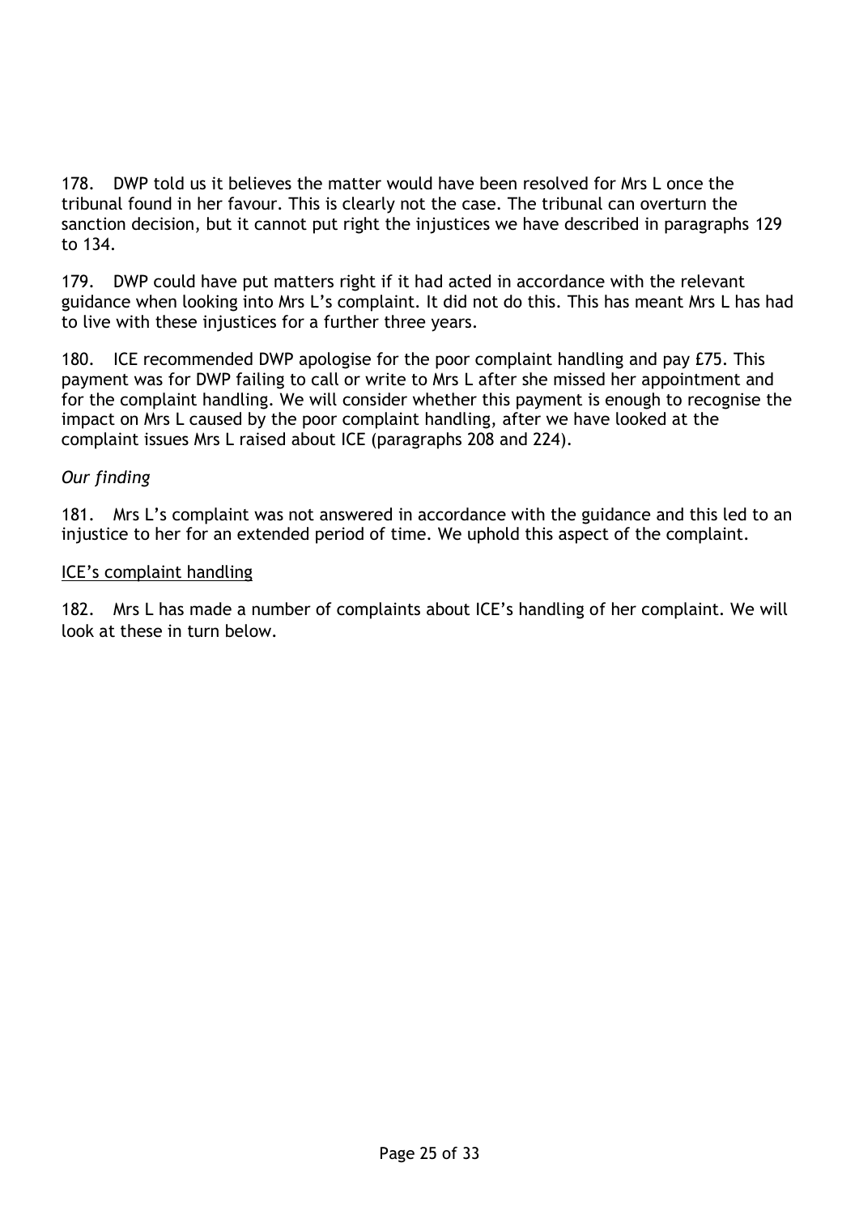178. DWP told us it believes the matter would have been resolved for Mrs L once the tribunal found in her favour. This is clearly not the case. The tribunal can overturn the sanction decision, but it cannot put right the injustices we have described in paragraphs 129 to 134.

179. DWP could have put matters right if it had acted in accordance with the relevant guidance when looking into Mrs L's complaint. It did not do this. This has meant Mrs L has had to live with these injustices for a further three years.

180. ICE recommended DWP apologise for the poor complaint handling and pay £75. This payment was for DWP failing to call or write to Mrs L after she missed her appointment and for the complaint handling. We will consider whether this payment is enough to recognise the impact on Mrs L caused by the poor complaint handling, after we have looked at the complaint issues Mrs L raised about ICE (paragraphs 208 and 224).

*Our finding*

181. Mrs L's complaint was not answered in accordance with the guidance and this led to an injustice to her for an extended period of time. We uphold this aspect of the complaint.

<u>ICE's complaint handling</u>

182. Mrs L has made a number of complaints about ICE's handling of her complaint. We will look at these in turn below.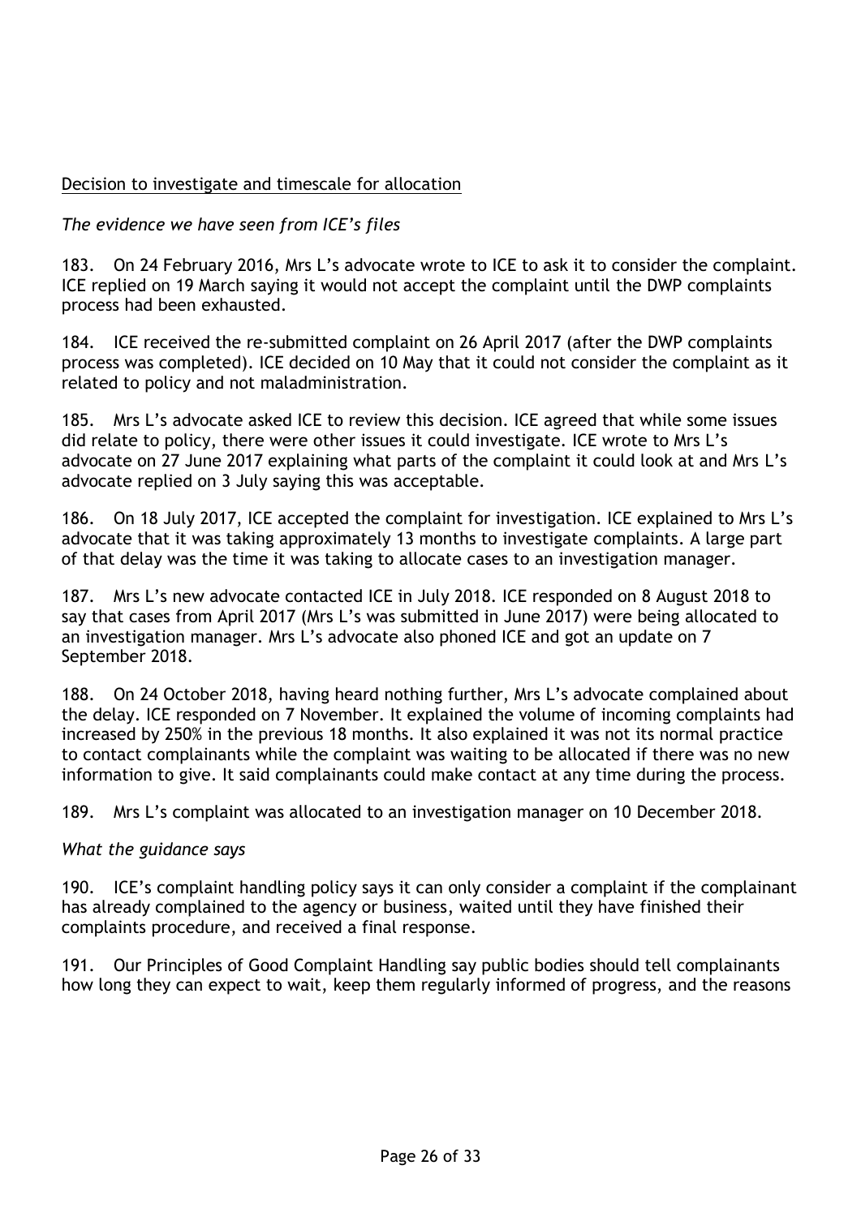Decision to investigate and timescale for allocation

*The evidence we have seen from ICE's files*

183. On 24 February 2016, Mrs L's advocate wrote to ICE to ask it to consider the complaint. ICE replied on 19 March saying it would not accept the complaint until the DWP complaints process had been exhausted.

184. ICE received the re-submitted complaint on 26 April 2017 (after the DWP complaints process was completed). ICE decided on 10 May that it could not consider the complaint as it related to policy and not maladministration.

185. Mrs L's advocate asked ICE to review this decision. ICE agreed that while some issues did relate to policy, there were other issues it could investigate. ICE wrote to Mrs L's advocate on 27 June 2017 explaining what parts of the complaint it could look at and Mrs L's advocate replied on 3 July saying this was acceptable.

186. On 18 July 2017, ICE accepted the complaint for investigation. ICE explained to Mrs L's advocate that it was taking approximately 13 months to investigate complaints. A large part of that delay was the time it was taking to allocate cases to an investigation manager.

187. Mrs L's new advocate contacted ICE in July 2018. ICE responded on 8 August 2018 to say that cases from April 2017 (Mrs L's was submitted in June 2017) were being allocated to an investigation manager. Mrs L's advocate also phoned ICE and got an update on 7 September 2018.

188. On 24 October 2018, having heard nothing further, Mrs L's advocate complained about the delay. ICE responded on 7 November. It explained the volume of incoming complaints had increased by 250% in the previous 18 months. It also explained it was not its normal practice to contact complainants while the complaint was waiting to be allocated if there was no new information to give. It said complainants could make contact at any time during the process.

189. Mrs L's complaint was allocated to an investigation manager on 10 December 2018.

*What the guidance says*

190. ICE's complaint handling policy says it can only consider a complaint if the complainant has already complained to the agency or business, waited until they have finished their complaints procedure, and received a final response.

191. Our Principles of Good Complaint Handling say public bodies should tell complainants how long they can expect to wait, keep them regularly informed of progress, and the reasons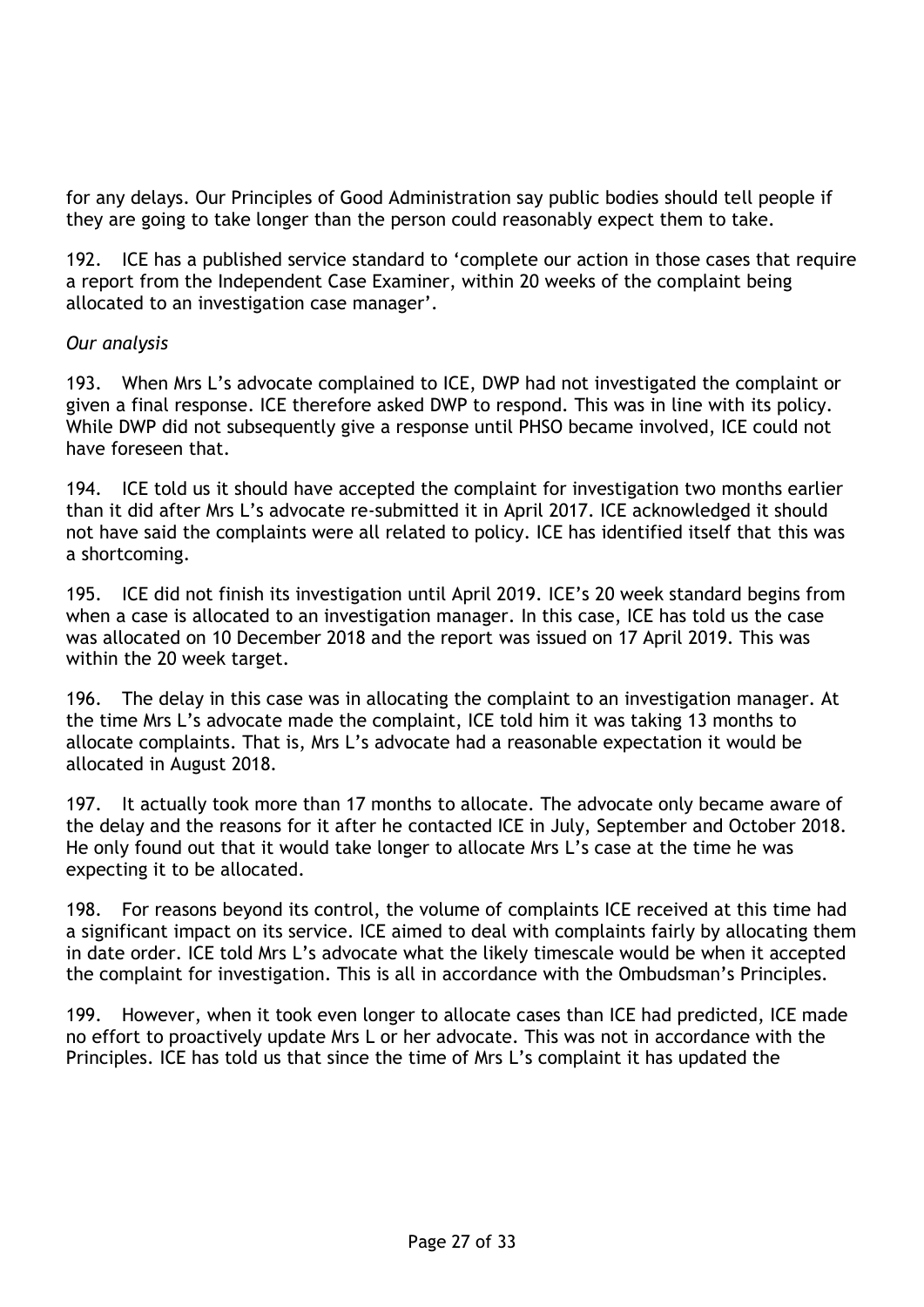for any delays. Our Principles of Good Administration say public bodies should tell people if they are going to take longer than the person could reasonably expect them to take.

192. ICE has a published service standard to 'complete our action in those cases that require a report from the Independent Case Examiner, within 20 weeks of the complaint being allocated to an investigation case manager'.

*Our analysis*

193. When Mrs L's advocate complained to ICE, DWP had not investigated the complaint or given a final response. ICE therefore asked DWP to respond. This was in line with its policy. While DWP did not subsequently give a response until PHSO became involved, ICE could not have foreseen that.

194. ICE told us it should have accepted the complaint for investigation two months earlier than it did after Mrs L's advocate re-submitted it in April 2017. ICE acknowledged it should not have said the complaints were all related to policy. ICE has identified itself that this was a shortcoming.

195. ICE did not finish its investigation until April 2019. ICE's 20 week standard begins from when a case is allocated to an investigation manager. In this case, ICE has told us the case was allocated on 10 December 2018 and the report was issued on 17 April 2019. This was within the 20 week target.

196. The delay in this case was in allocating the complaint to an investigation manager. At the time Mrs L's advocate made the complaint, ICE told him it was taking 13 months to allocate complaints. That is, Mrs L's advocate had a reasonable expectation it would be allocated in August 2018.

197. It actually took more than 17 months to allocate. The advocate only became aware of the delay and the reasons for it after he contacted ICE in July, September and October 2018. He only found out that it would take longer to allocate Mrs L's case at the time he was expecting it to be allocated.

198. For reasons beyond its control, the volume of complaints ICE received at this time had a significant impact on its service. ICE aimed to deal with complaints fairly by allocating them in date order. ICE told Mrs L's advocate what the likely timescale would be when it accepted the complaint for investigation. This is all in accordance with the Ombudsman's Principles.

199. However, when it took even longer to allocate cases than ICE had predicted, ICE made no effort to proactively update Mrs L or her advocate. This was not in accordance with the Principles. ICE has told us that since the time of Mrs L's complaint it has updated the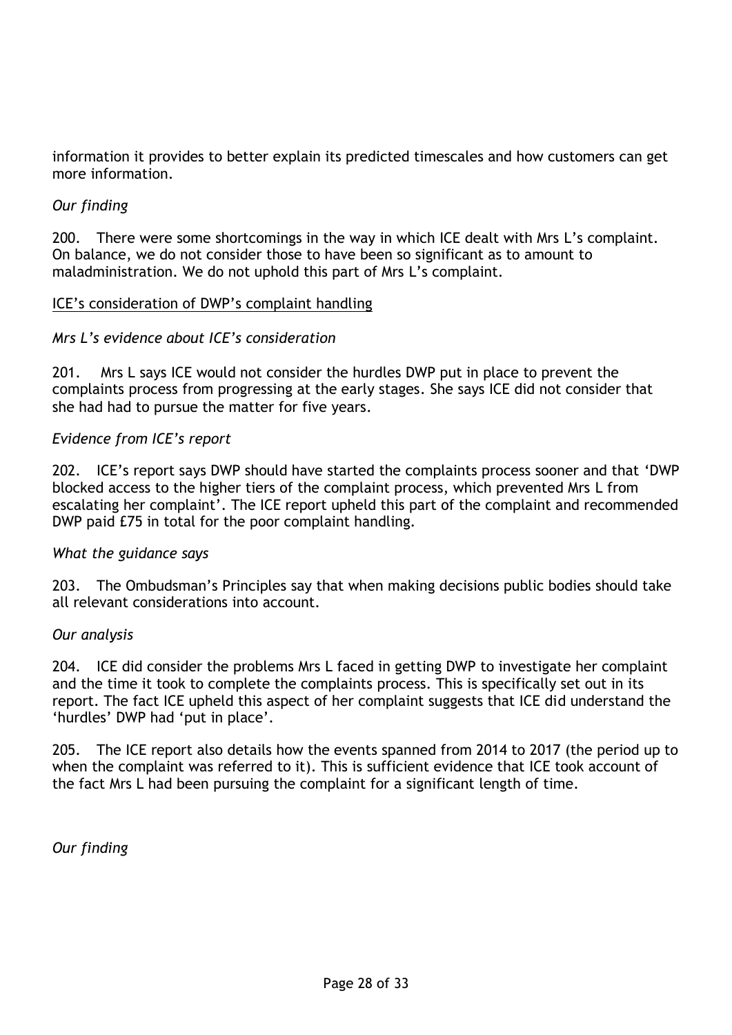information it provides to better explain its predicted timescales and how customers can get more information.

*Our finding*

200. There were some shortcomings in the way in which ICE dealt with Mrs L's complaint. On balance, we do not consider those to have been so significant as to amount to maladministration. We do not uphold this part of Mrs L's complaint.

<u>ICE's consideration of DWP's complaint handling</u>

*Mrs L's evidence about ICE's consideration*

201. Mrs L says ICE would not consider the hurdles DWP put in place to prevent the complaints process from progressing at the early stages. She says ICE did not consider that she had had to pursue the matter for five years.

*Evidence from ICE's report*

202. ICE's report says DWP should have started the complaints process sooner and that 'DWP blocked access to the higher tiers of the complaint process, which prevented Mrs L from escalating her complaint'. The ICE report upheld this part of the complaint and recommended DWP paid £75 in total for the poor complaint handling.

*What the guidance says*

203. The Ombudsman's Principles say that when making decisions public bodies should take all relevant considerations into account.

*Our analysis*

204. ICE did consider the problems Mrs L faced in getting DWP to investigate her complaint and the time it took to complete the complaints process. This is specifically set out in its report. The fact ICE upheld this aspect of her complaint suggests that ICE did understand the 'hurdles' DWP had 'put in place'.

205. The ICE report also details how the events spanned from 2014 to 2017 (the period up to when the complaint was referred to it). This is sufficient evidence that ICE took account of the fact Mrs L had been pursuing the complaint for a significant length of time.

*Our finding*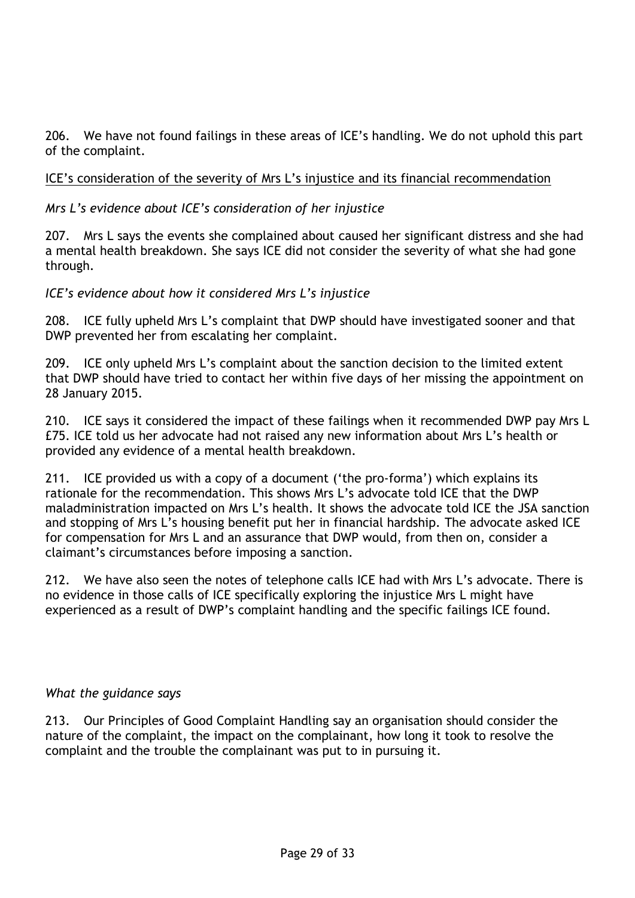206. We have not found failings in these areas of ICE's handling. We do not uphold this part of the complaint.

ICE's consideration of the severity of Mrs L's injustice and its financial recommendation

*Mrs L's evidence about ICE's consideration of her injustice*

207. Mrs L says the events she complained about caused her significant distress and she had a mental health breakdown. She says ICE did not consider the severity of what she had gone through.

*ICE's evidence about how it considered Mrs L's injustice*

208. ICE fully upheld Mrs L's complaint that DWP should have investigated sooner and that DWP prevented her from escalating her complaint.

209. ICE only upheld Mrs L's complaint about the sanction decision to the limited extent that DWP should have tried to contact her within five days of her missing the appointment on 28 January 2015.

210. ICE says it considered the impact of these failings when it recommended DWP pay Mrs L £75. ICE told us her advocate had not raised any new information about Mrs L's health or provided any evidence of a mental health breakdown.

211. ICE provided us with a copy of a document ('the pro-forma') which explains its rationale for the recommendation. This shows Mrs L's advocate told ICE that the DWP maladministration impacted on Mrs L's health. It shows the advocate told ICE the JSA sanction and stopping of Mrs L's housing benefit put her in financial hardship. The advocate asked ICE for compensation for Mrs L and an assurance that DWP would, from then on, consider a claimant's circumstances before imposing a sanction.

212. We have also seen the notes of telephone calls ICE had with Mrs L's advocate. There is no evidence in those calls of ICE specifically exploring the injustice Mrs L might have experienced as a result of DWP's complaint handling and the specific failings ICE found.

*What the guidance says*

213. Our Principles of Good Complaint Handling say an organisation should consider the nature of the complaint, the impact on the complainant, how long it took to resolve the complaint and the trouble the complainant was put to in pursuing it.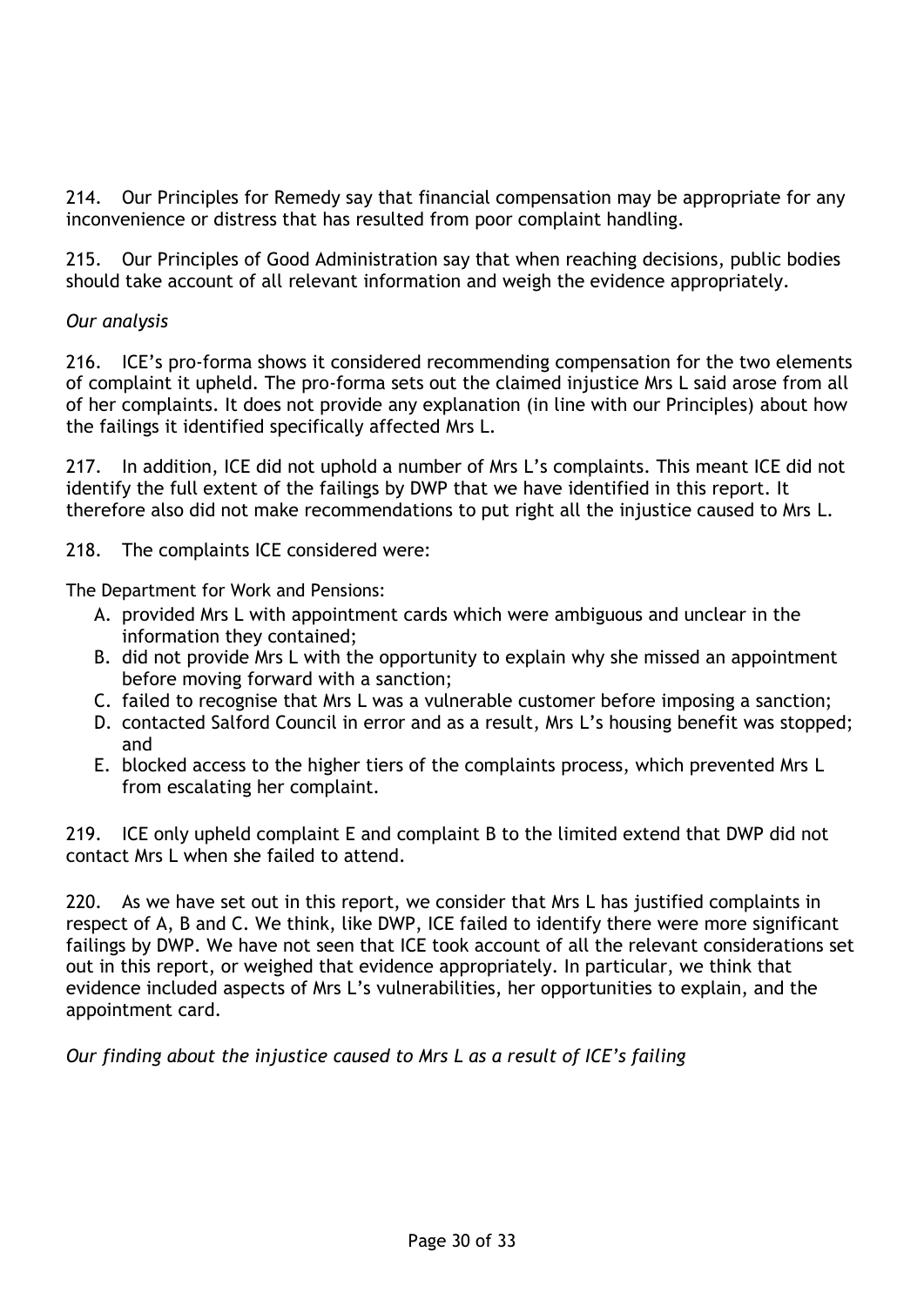214. Our Principles for Remedy say that financial compensation may be appropriate for any inconvenience or distress that has resulted from poor complaint handling.

215. Our Principles of Good Administration say that when reaching decisions, public bodies should take account of all relevant information and weigh the evidence appropriately.

*Our analysis*

216. ICE's pro-forma shows it considered recommending compensation for the two elements of complaint it upheld. The pro-forma sets out the claimed injustice Mrs L said arose from all of her complaints. It does not provide any explanation (in line with our Principles) about how the failings it identified specifically affected Mrs L.

217. In addition, ICE did not uphold a number of Mrs L's complaints. This meant ICE did not identify the full extent of the failings by DWP that we have identified in this report. It therefore also did not make recommendations to put right all the injustice caused to Mrs L.

218. The complaints ICE considered were:

The Department for Work and Pensions:

A. provided Mrs L with appointment cards which were ambiguous and unclear in the information they contained;
B. did not provide Mrs L with the opportunity to explain why she missed an appointment before moving forward with a sanction;
C. failed to recognise that Mrs L was a vulnerable customer before imposing a sanction;
D. contacted Salford Council in error and as a result, Mrs L's housing benefit was stopped; and
E. blocked access to the higher tiers of the complaints process, which prevented Mrs L from escalating her complaint.

219. ICE only upheld complaint E and complaint B to the limited extend that DWP did not contact Mrs L when she failed to attend.

220. As we have set out in this report, we consider that Mrs L has justified complaints in respect of A, B and C. We think, like DWP, ICE failed to identify there were more significant failings by DWP. We have not seen that ICE took account of all the relevant considerations set out in this report, or weighed that evidence appropriately. In particular, we think that evidence included aspects of Mrs L's vulnerabilities, her opportunities to explain, and the appointment card.

*Our finding about the injustice caused to Mrs L as a result of ICE's failing*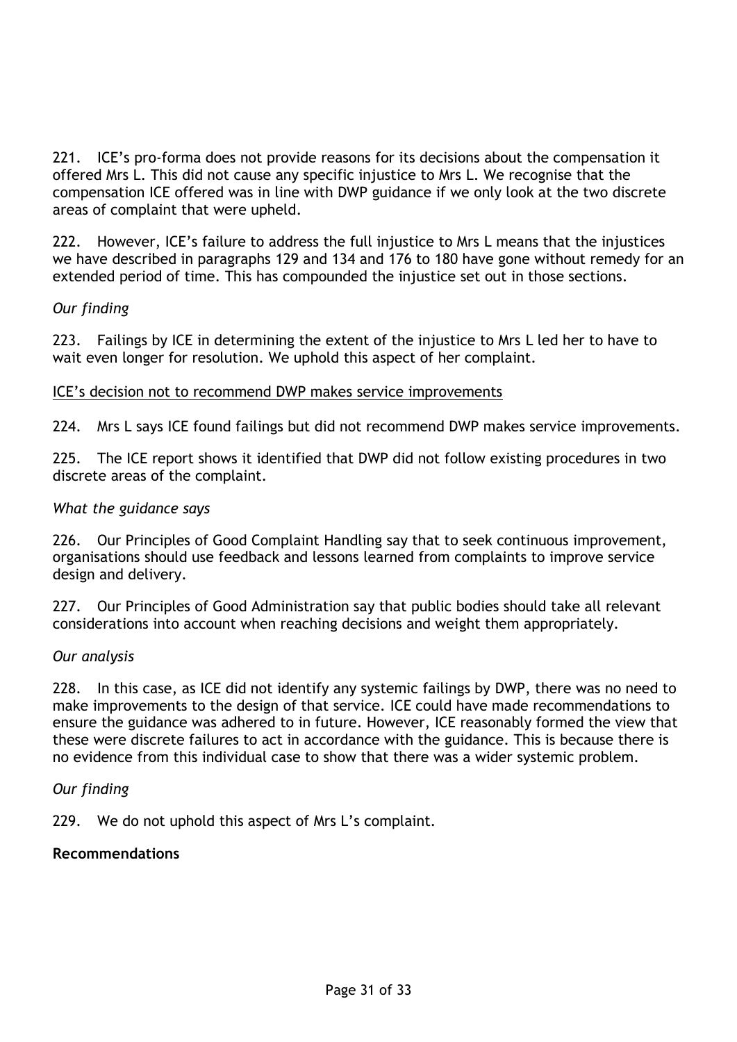221. ICE's pro-forma does not provide reasons for its decisions about the compensation it offered Mrs L. This did not cause any specific injustice to Mrs L. We recognise that the compensation ICE offered was in line with DWP guidance if we only look at the two discrete areas of complaint that were upheld.

222. However, ICE's failure to address the full injustice to Mrs L means that the injustices we have described in paragraphs 129 and 134 and 176 to 180 have gone without remedy for an extended period of time. This has compounded the injustice set out in those sections.

*Our finding*

223. Failings by ICE in determining the extent of the injustice to Mrs L led her to have to wait even longer for resolution. We uphold this aspect of her complaint.

<u>ICE's decision not to recommend DWP makes service improvements</u>

224. Mrs L says ICE found failings but did not recommend DWP makes service improvements.

225. The ICE report shows it identified that DWP did not follow existing procedures in two discrete areas of the complaint.

*What the guidance says*

226. Our Principles of Good Complaint Handling say that to seek continuous improvement, organisations should use feedback and lessons learned from complaints to improve service design and delivery.

227. Our Principles of Good Administration say that public bodies should take all relevant considerations into account when reaching decisions and weight them appropriately.

*Our analysis*

228. In this case, as ICE did not identify any systemic failings by DWP, there was no need to make improvements to the design of that service. ICE could have made recommendations to ensure the guidance was adhered to in future. However, ICE reasonably formed the view that these were discrete failures to act in accordance with the guidance. This is because there is no evidence from this individual case to show that there was a wider systemic problem.

*Our finding*

229. We do not uphold this aspect of Mrs L's complaint.

**Recommendations**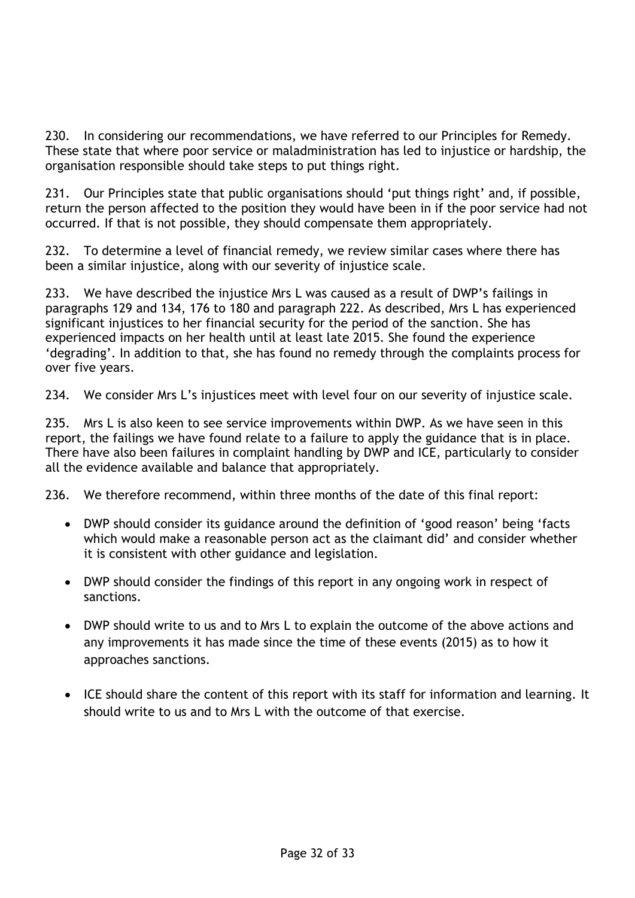230. In considering our recommendations, we have referred to our Principles for Remedy. These state that where poor service or maladministration has led to injustice or hardship, the organisation responsible should take steps to put things right.

231. Our Principles state that public organisations should 'put things right' and, if possible, return the person affected to the position they would have been in if the poor service had not occurred. If that is not possible, they should compensate them appropriately.

232. To determine a level of financial remedy, we review similar cases where there has been a similar injustice, along with our severity of injustice scale.

233. We have described the injustice Mrs L was caused as a result of DWP's failings in paragraphs 129 and 134, 176 to 180 and paragraph 222. As described, Mrs L has experienced significant injustices to her financial security for the period of the sanction. She has experienced impacts on her health until at least late 2015. She found the experience 'degrading'. In addition to that, she has found no remedy through the complaints process for over five years.

234. We consider Mrs L's injustices meet with level four on our severity of injustice scale.

235. Mrs L is also keen to see service improvements within DWP. As we have seen in this report, the failings we have found relate to a failure to apply the guidance that is in place. There have also been failures in complaint handling by DWP and ICE, particularly to consider all the evidence available and balance that appropriately.

236. We therefore recommend, within three months of the date of this final report:

- DWP should consider its guidance around the definition of 'good reason' being 'facts which would make a reasonable person act as the claimant did' and consider whether it is consistent with other guidance and legislation.
- DWP should consider the findings of this report in any ongoing work in respect of sanctions.
- DWP should write to us and to Mrs L to explain the outcome of the above actions and any improvements it has made since the time of these events (2015) as to how it approaches sanctions.
- ICE should share the content of this report with its staff for information and learning. It should write to us and to Mrs L with the outcome of that exercise.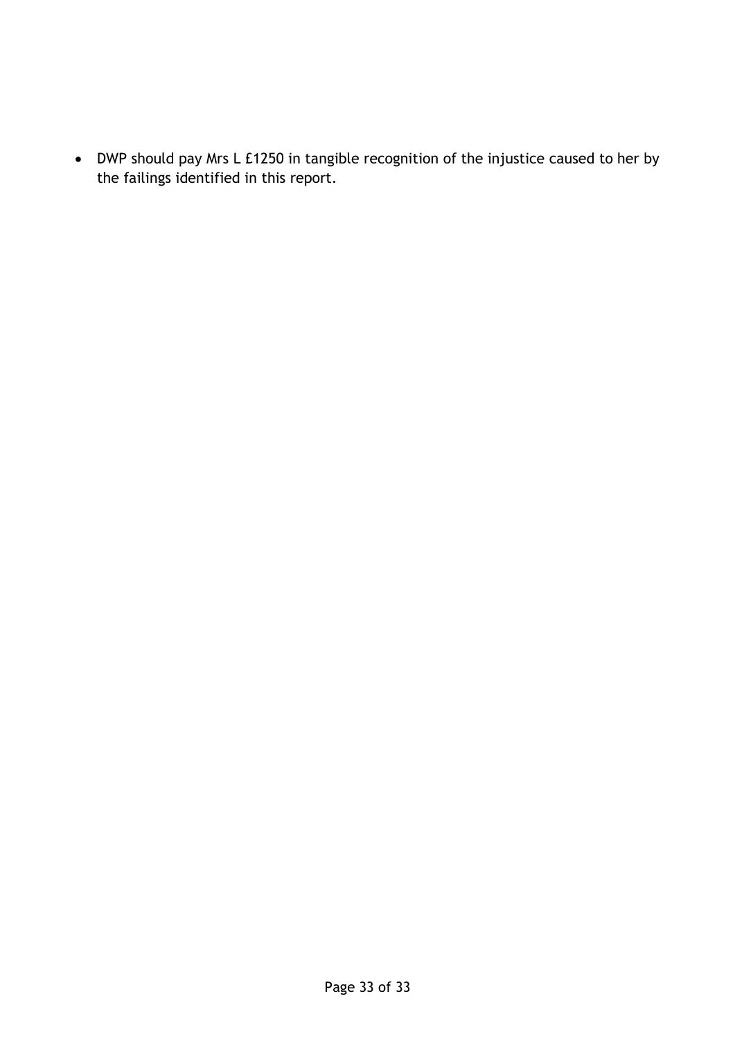- DWP should pay Mrs L £1250 in tangible recognition of the injustice caused to her by the failings identified in this report.